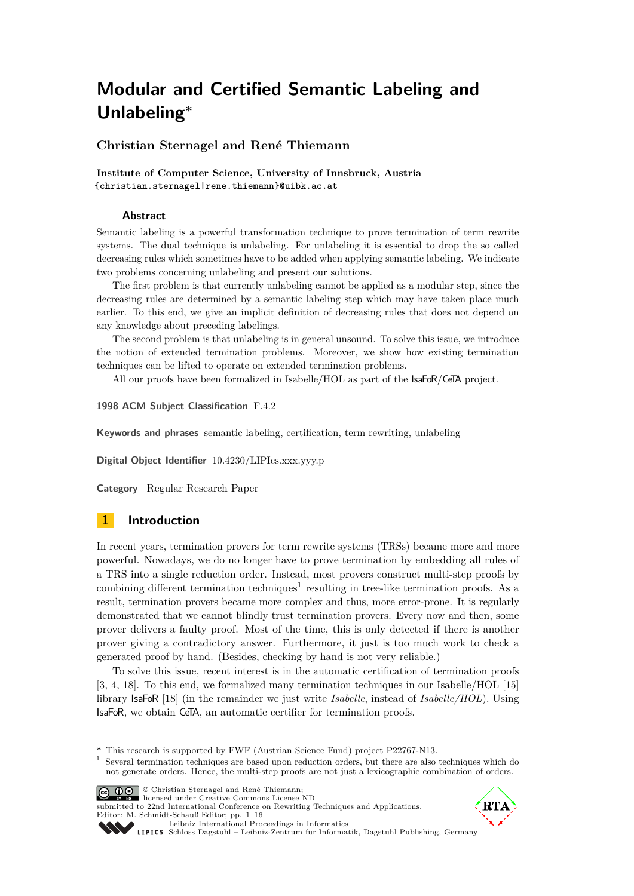# Modular and Certified Semantic Labeling and Unlabeling*

**Christian Sternagel and René Thiemann**

**Institute of Computer Science, University of Innsbruck, Austria**
**{christian.sternagel|rene.thiemann}@uibk.ac.at**

## Abstract

Semantic labeling is a powerful transformation technique to prove termination of term rewrite systems. The dual technique is unlabeling. For unlabeling it is essential to drop the so called decreasing rules which sometimes have to be added when applying semantic labeling. We indicate two problems concerning unlabeling and present our solutions.

The first problem is that currently unlabeling cannot be applied as a modular step, since the decreasing rules are determined by a semantic labeling step which may have taken place much earlier. To this end, we give an implicit definition of decreasing rules that does not depend on any knowledge about preceding labelings.

The second problem is that unlabeling is in general unsound. To solve this issue, we introduce the notion of extended termination problems. Moreover, we show how existing termination techniques can be lifted to operate on extended termination problems.

All our proofs have been formalized in Isabelle/HOL as part of the IsaFoR/CeTA project.

**1998 ACM Subject Classification** F.4.2

**Keywords and phrases** semantic labeling, certification, term rewriting, unlabeling

**Digital Object Identifier** 10.4230/LIPIcs.xxx.yyy.p

**Category** Regular Research Paper

## 1 Introduction

In recent years, termination provers for term rewrite systems (TRSs) became more and more powerful. Nowadays, we do no longer have to prove termination by embedding all rules of a TRS into a single reduction order. Instead, most provers construct multi-step proofs by combining different termination techniques[1] resulting in tree-like termination proofs. As a result, termination provers became more complex and thus, more error-prone. It is regularly demonstrated that we cannot blindly trust termination provers. Every now and then, some prover delivers a faulty proof. Most of the time, this is only detected if there is another prover giving a contradictory answer. Furthermore, it just is too much work to check a generated proof by hand. (Besides, checking by hand is not very reliable.)

To solve this issue, recent interest is in the automatic certification of termination proofs [3, 4, 18]. To this end, we formalized many termination techniques in our Isabelle/HOL [15] library IsaFoR [18] (in the remainder we just write *Isabelle*, instead of *Isabelle/HOL*). Using IsaFoR, we obtain CeTA, an automatic certifier for termination proofs.

---

* This research is supported by FWF (Austrian Science Fund) project P22767-N13.

[1] Several termination techniques are based upon reduction orders, but there are also techniques which do not generate orders. Hence, the multi-step proofs are not just a lexicographic combination of orders.

© Christian Sternagel and René Thiemann; licensed under Creative Commons License ND
submitted to 22nd International Conference on Rewriting Techniques and Applications.
Editor: M. Schmidt-Schauß Editor; pp. 1–16
Leibniz International Proceedings in Informatics
Schloss Dagstuhl – Leibniz-Zentrum für Informatik, Dagstuhl Publishing, Germany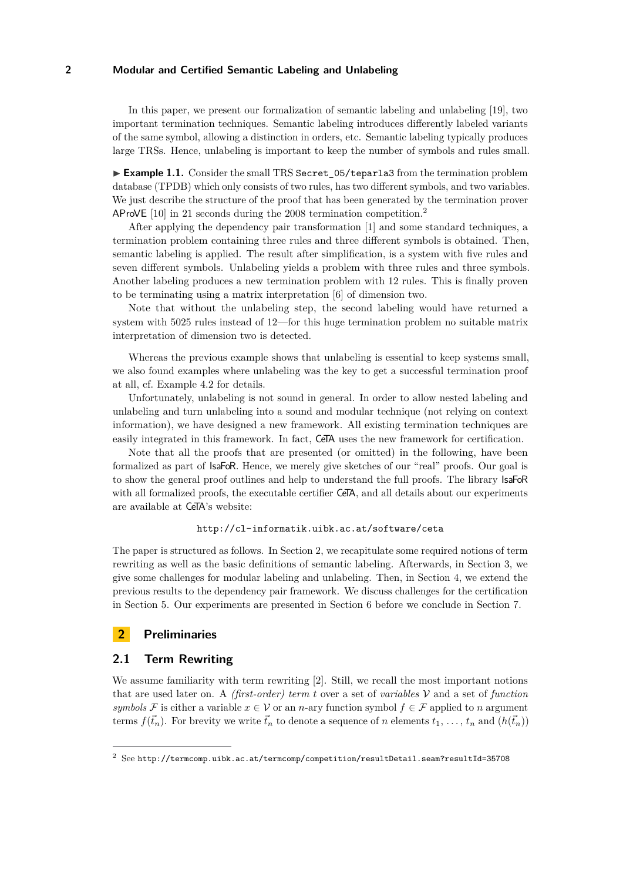In this paper, we present our formalization of semantic labeling and unlabeling [19], two important termination techniques. Semantic labeling introduces differently labeled variants of the same symbol, allowing a distinction in orders, etc. Semantic labeling typically produces large TRSs. Hence, unlabeling is important to keep the number of symbols and rules small.

▶ **Example 1.1.** Consider the small TRS `Secret_05/teparla3` from the termination problem database (TPDB) which only consists of two rules, has two different symbols, and two variables. We just describe the structure of the proof that has been generated by the termination prover AProVE [10] in 21 seconds during the 2008 termination competition.[2]

After applying the dependency pair transformation [1] and some standard techniques, a termination problem containing three rules and three different symbols is obtained. Then, semantic labeling is applied. The result after simplification, is a system with five rules and seven different symbols. Unlabeling yields a problem with three rules and three symbols. Another labeling produces a new termination problem with 12 rules. This is finally proven to be terminating using a matrix interpretation [6] of dimension two.

Note that without the unlabeling step, the second labeling would have returned a system with 5025 rules instead of 12—for this huge termination problem no suitable matrix interpretation of dimension two is detected.

Whereas the previous example shows that unlabeling is essential to keep systems small, we also found examples where unlabeling was the key to get a successful termination proof at all, cf. Example 4.2 for details.

Unfortunately, unlabeling is not sound in general. In order to allow nested labeling and unlabeling and turn unlabeling into a sound and modular technique (not relying on context information), we have designed a new framework. All existing termination techniques are easily integrated in this framework. In fact, CeTA uses the new framework for certification.

Note that all the proofs that are presented (or omitted) in the following, have been formalized as part of IsaFoR. Hence, we merely give sketches of our "real" proofs. Our goal is to show the general proof outlines and help to understand the full proofs. The library IsaFoR with all formalized proofs, the executable certifier CeTA, and all details about our experiments are available at CeTA's website:

`http://cl-informatik.uibk.ac.at/software/ceta`

The paper is structured as follows. In Section 2, we recapitulate some required notions of term rewriting as well as the basic definitions of semantic labeling. Afterwards, in Section 3, we give some challenges for modular labeling and unlabeling. Then, in Section 4, we extend the previous results to the dependency pair framework. We discuss challenges for the certification in Section 5. Our experiments are presented in Section 6 before we conclude in Section 7.

## 2 Preliminaries

### 2.1 Term Rewriting

We assume familiarity with term rewriting [2]. Still, we recall the most important notions that are used later on. A *(first-order) term* $t$ over a set of *variables* $\mathcal{V}$ and a set of *function symbols* $\mathcal{F}$ is either a variable $x \in \mathcal{V}$ or an $n$-ary function symbol $f \in \mathcal{F}$ applied to $n$ argument terms $f(\vec{t}_n)$. For brevity we write $\vec{t}_n$ to denote a sequence of $n$ elements $t_1, \ldots, t_n$ and $(h(\vec{t}_n))$

[2] See `http://termcomp.uibk.ac.at/termcomp/competition/resultDetail.seam?resultId=35708`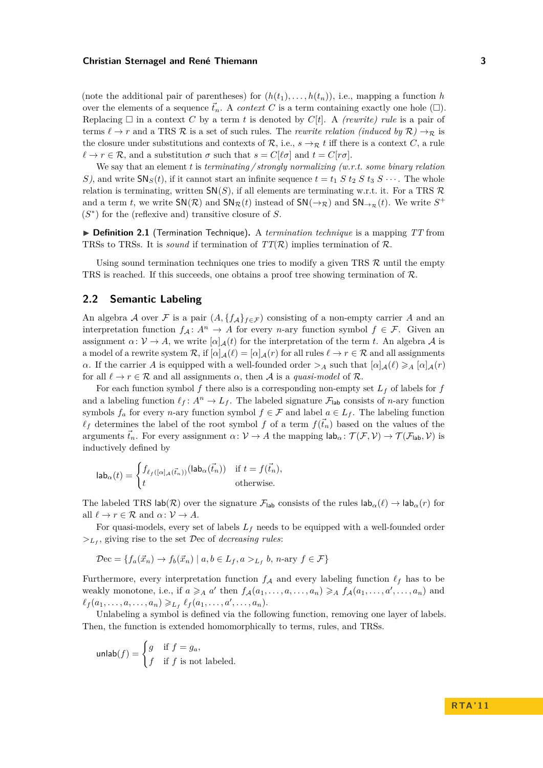(note the additional pair of parentheses) for $(h(t_1),\ldots,h(t_n))$, i.e., mapping a function $h$ over the elements of a sequence $\vec{t_n}$. A *context* $C$ is a term containing exactly one hole ($\Box$). Replacing $\Box$ in a context $C$ by a term $t$ is denoted by $C[t]$. A *(rewrite) rule* is a pair of terms $\ell \to r$ and a TRS $\mathcal{R}$ is a set of such rules. The *rewrite relation (induced by $\mathcal{R}$)* $\to_{\mathcal{R}}$ is the closure under substitutions and contexts of $\mathcal{R}$, i.e., $s \to_{\mathcal{R}} t$ iff there is a context $C$, a rule $\ell \to r \in \mathcal{R}$, and a substitution $\sigma$ such that $s = C[\ell\sigma]$ and $t = C[r\sigma]$.

We say that an element $t$ is *terminating / strongly normalizing (w.r.t. some binary relation $S$)*, and write $\mathsf{SN}_S(t)$, if it cannot start an infinite sequence $t = t_1 \; S \; t_2 \; S \; t_3 \; S \cdots$. The whole relation is terminating, written $\mathsf{SN}(S)$, if all elements are terminating w.r.t. it. For a TRS $\mathcal{R}$ and a term $t$, we write $\mathsf{SN}(\mathcal{R})$ and $\mathsf{SN}_{\mathcal{R}}(t)$ instead of $\mathsf{SN}(\to_{\mathcal{R}})$ and $\mathsf{SN}_{\to_{\mathcal{R}}}(t)$. We write $S^+$ ($S^*$) for the (reflexive and) transitive closure of $S$.

▶ **Definition 2.1** (Termination Technique)**.** A *termination technique* is a mapping $TT$ from TRSs to TRSs. It is *sound* if termination of $TT(\mathcal{R})$ implies termination of $\mathcal{R}$.

Using sound termination techniques one tries to modify a given TRS $\mathcal{R}$ until the empty TRS is reached. If this succeeds, one obtains a proof tree showing termination of $\mathcal{R}$.

## 2.2 Semantic Labeling

An algebra $\mathcal{A}$ over $\mathcal{F}$ is a pair $(A, \{f_{\mathcal{A}}\}_{f\in\mathcal{F}})$ consisting of a non-empty carrier $A$ and an interpretation function $f_{\mathcal{A}} \colon A^n \to A$ for every $n$-ary function symbol $f \in \mathcal{F}$. Given an assignment $\alpha \colon \mathcal{V} \to A$, we write $[\alpha]_{\mathcal{A}}(t)$ for the interpretation of the term $t$. An algebra $\mathcal{A}$ is a model of a rewrite system $\mathcal{R}$, if $[\alpha]_{\mathcal{A}}(\ell) = [\alpha]_{\mathcal{A}}(r)$ for all rules $\ell \to r \in \mathcal{R}$ and all assignments $\alpha$. If the carrier $A$ is equipped with a well-founded order $>_A$ such that $[\alpha]_{\mathcal{A}}(\ell) \geqslant_A [\alpha]_{\mathcal{A}}(r)$ for all $\ell \to r \in \mathcal{R}$ and all assignments $\alpha$, then $\mathcal{A}$ is a *quasi-model* of $\mathcal{R}$.

For each function symbol $f$ there also is a corresponding non-empty set $L_f$ of labels for $f$ and a labeling function $\ell_f \colon A^n \to L_f$. The labeled signature $\mathcal{F}_{\mathsf{lab}}$ consists of $n$-ary function symbols $f_a$ for every $n$-ary function symbol $f \in \mathcal{F}$ and label $a \in L_f$. The labeling function $\ell_f$ determines the label of the root symbol $f$ of a term $f(\vec{t_n})$ based on the values of the arguments $\vec{t_n}$. For every assignment $\alpha \colon \mathcal{V} \to A$ the mapping $\mathsf{lab}_\alpha \colon \mathcal{T}(\mathcal{F},\mathcal{V}) \to \mathcal{T}(\mathcal{F}_{\mathsf{lab}},\mathcal{V})$ is inductively defined by

$$\mathsf{lab}_\alpha(t) = \begin{cases} f_{\ell_f([\alpha]_{\mathcal{A}}(\vec{t_n}))}(\mathsf{lab}_\alpha(\vec{t_n})) & \text{if } t = f(\vec{t_n}),\\ t & \text{otherwise.}\end{cases}$$

The labeled TRS $\mathsf{lab}(\mathcal{R})$ over the signature $\mathcal{F}_{\mathsf{lab}}$ consists of the rules $\mathsf{lab}_\alpha(\ell) \to \mathsf{lab}_\alpha(r)$ for all $\ell \to r \in \mathcal{R}$ and $\alpha \colon \mathcal{V} \to A$.

For quasi-models, every set of labels $L_f$ needs to be equipped with a well-founded order $>_{L_f}$, giving rise to the set $\mathcal{D}\mathrm{ec}$ of *decreasing rules*:

$$\mathcal{D}\mathrm{ec} = \{f_a(\vec{x}_n) \to f_b(\vec{x}_n) \mid a, b \in L_f, a >_{L_f} b,\ n\text{-ary } f \in \mathcal{F}\}$$

Furthermore, every interpretation function $f_{\mathcal{A}}$ and every labeling function $\ell_f$ has to be weakly monotone, i.e., if $a \geqslant_A a'$ then $f_{\mathcal{A}}(a_1,\ldots,a,\ldots,a_n) \geqslant_A f_{\mathcal{A}}(a_1,\ldots,a',\ldots,a_n)$ and $\ell_f(a_1,\ldots,a,\ldots,a_n) \geqslant_{L_f} \ell_f(a_1,\ldots,a',\ldots,a_n)$.

Unlabeling a symbol is defined via the following function, removing one layer of labels. Then, the function is extended homomorphically to terms, rules, and TRSs.

$$\mathsf{unlab}(f) = \begin{cases} g & \text{if } f = g_a,\\ f & \text{if } f \text{ is not labeled.}\end{cases}$$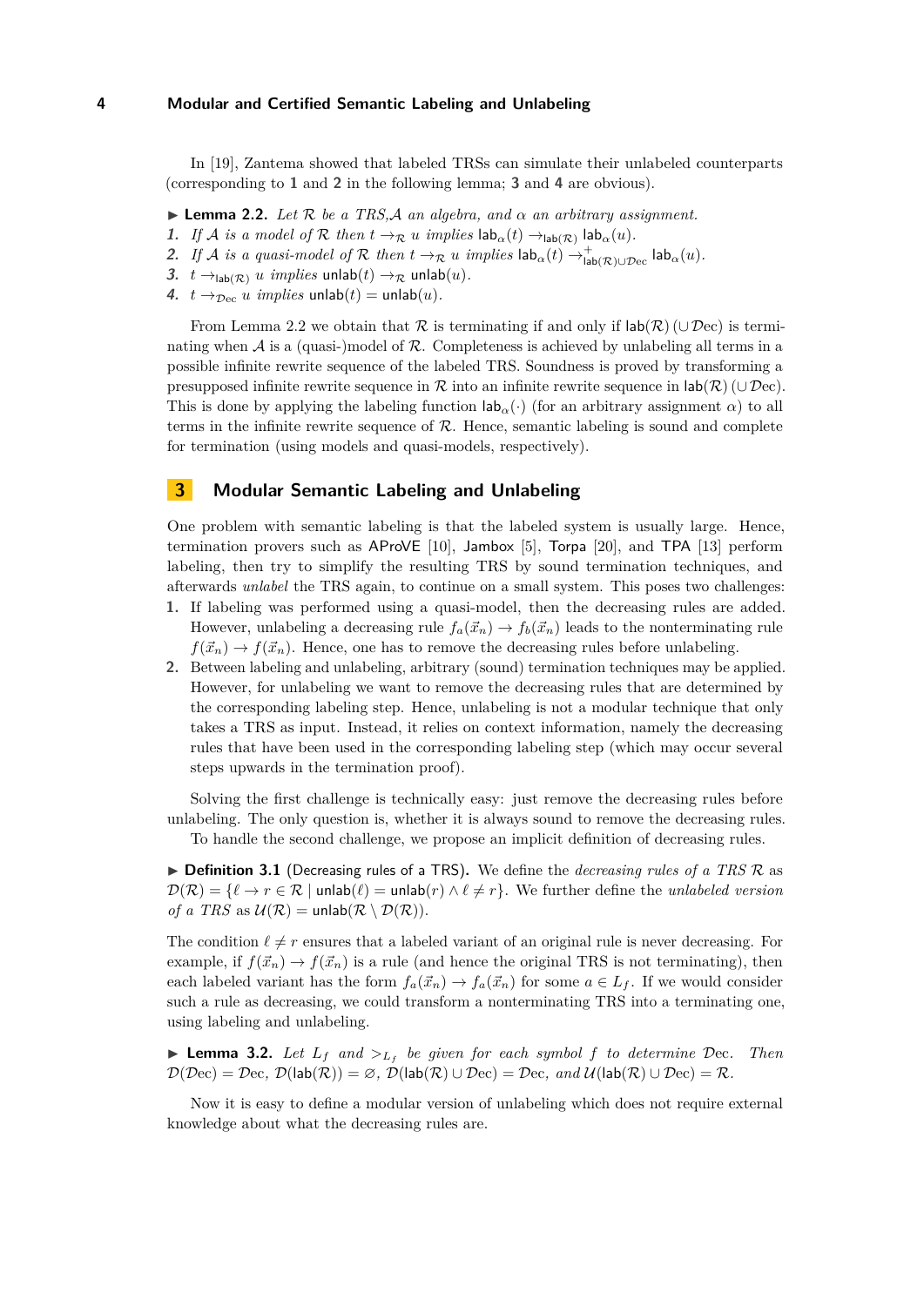In [19], Zantema showed that labeled TRSs can simulate their unlabeled counterparts (corresponding to **1** and **2** in the following lemma; **3** and **4** are obvious).

▶ **Lemma 2.2.** *Let $\mathcal{R}$ be a TRS, $\mathcal{A}$ an algebra, and $\alpha$ an arbitrary assignment.*

1. *If $\mathcal{A}$ is a model of $\mathcal{R}$ then $t \to_{\mathcal{R}} u$ implies $\mathsf{lab}_\alpha(t) \to_{\mathsf{lab}(\mathcal{R})} \mathsf{lab}_\alpha(u)$.*
2. *If $\mathcal{A}$ is a quasi-model of $\mathcal{R}$ then $t \to_{\mathcal{R}} u$ implies $\mathsf{lab}_\alpha(t) \to^+_{\mathsf{lab}(\mathcal{R}) \cup \mathcal{D}\mathrm{ec}} \mathsf{lab}_\alpha(u)$.*
3. *$t \to_{\mathsf{lab}(\mathcal{R})} u$ implies $\mathsf{unlab}(t) \to_{\mathcal{R}} \mathsf{unlab}(u)$.*
4. *$t \to_{\mathcal{D}\mathrm{ec}} u$ implies $\mathsf{unlab}(t) = \mathsf{unlab}(u)$.*

From Lemma 2.2 we obtain that $\mathcal{R}$ is terminating if and only if $\mathsf{lab}(\mathcal{R})\,(\cup\,\mathcal{D}\mathrm{ec})$ is terminating when $\mathcal{A}$ is a (quasi-)model of $\mathcal{R}$. Completeness is achieved by unlabeling all terms in a possible infinite rewrite sequence of the labeled TRS. Soundness is proved by transforming a presupposed infinite rewrite sequence in $\mathcal{R}$ into an infinite rewrite sequence in $\mathsf{lab}(\mathcal{R})\,(\cup\,\mathcal{D}\mathrm{ec})$. This is done by applying the labeling function $\mathsf{lab}_\alpha(\cdot)$ (for an arbitrary assignment $\alpha$) to all terms in the infinite rewrite sequence of $\mathcal{R}$. Hence, semantic labeling is sound and complete for termination (using models and quasi-models, respectively).

## 3 Modular Semantic Labeling and Unlabeling

One problem with semantic labeling is that the labeled system is usually large. Hence, termination provers such as AProVE [10], Jambox [5], Torpa [20], and TPA [13] perform labeling, then try to simplify the resulting TRS by sound termination techniques, and afterwards *unlabel* the TRS again, to continue on a small system. This poses two challenges:

1. If labeling was performed using a quasi-model, then the decreasing rules are added. However, unlabeling a decreasing rule $f_a(\vec{x}_n) \to f_b(\vec{x}_n)$ leads to the nonterminating rule $f(\vec{x}_n) \to f(\vec{x}_n)$. Hence, one has to remove the decreasing rules before unlabeling.
2. Between labeling and unlabeling, arbitrary (sound) termination techniques may be applied. However, for unlabeling we want to remove the decreasing rules that are determined by the corresponding labeling step. Hence, unlabeling is not a modular technique that only takes a TRS as input. Instead, it relies on context information, namely the decreasing rules that have been used in the corresponding labeling step (which may occur several steps upwards in the termination proof).

Solving the first challenge is technically easy: just remove the decreasing rules before unlabeling. The only question is, whether it is always sound to remove the decreasing rules.

To handle the second challenge, we propose an implicit definition of decreasing rules.

▶ **Definition 3.1** (Decreasing rules of a TRS)**.** We define the *decreasing rules of a TRS* $\mathcal{R}$ as $\mathcal{D}(\mathcal{R}) = \{\ell \to r \in \mathcal{R} \mid \mathsf{unlab}(\ell) = \mathsf{unlab}(r) \wedge \ell \neq r\}$. We further define the *unlabeled version of a TRS* as $\mathcal{U}(\mathcal{R}) = \mathsf{unlab}(\mathcal{R} \setminus \mathcal{D}(\mathcal{R}))$.

The condition $\ell \neq r$ ensures that a labeled variant of an original rule is never decreasing. For example, if $f(\vec{x}_n) \to f(\vec{x}_n)$ is a rule (and hence the original TRS is not terminating), then each labeled variant has the form $f_a(\vec{x}_n) \to f_a(\vec{x}_n)$ for some $a \in L_f$. If we would consider such a rule as decreasing, we could transform a nonterminating TRS into a terminating one, using labeling and unlabeling.

▶ **Lemma 3.2.** *Let $L_f$ and $>_{L_f}$ be given for each symbol $f$ to determine $\mathcal{D}\mathrm{ec}$. Then $\mathcal{D}(\mathcal{D}\mathrm{ec}) = \mathcal{D}\mathrm{ec}$, $\mathcal{D}(\mathsf{lab}(\mathcal{R})) = \varnothing$, $\mathcal{D}(\mathsf{lab}(\mathcal{R}) \cup \mathcal{D}\mathrm{ec}) = \mathcal{D}\mathrm{ec}$, and $\mathcal{U}(\mathsf{lab}(\mathcal{R}) \cup \mathcal{D}\mathrm{ec}) = \mathcal{R}$.*

Now it is easy to define a modular version of unlabeling which does not require external knowledge about what the decreasing rules are.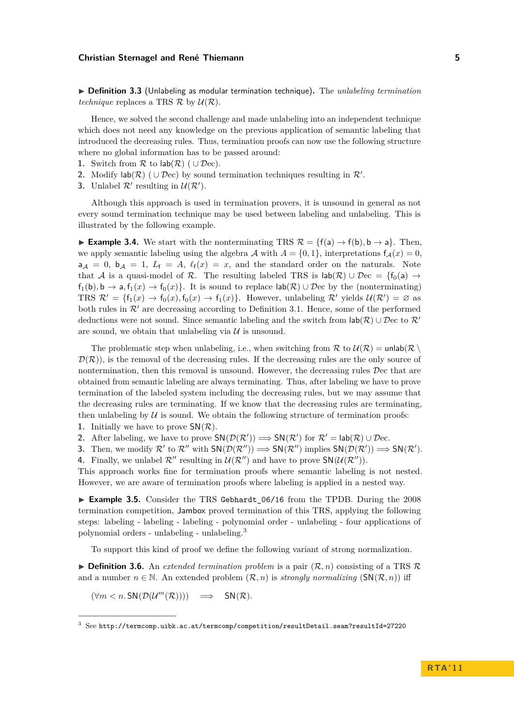▶ **Definition 3.3** (Unlabeling as modular termination technique)**.** The *unlabeling termination technique* replaces a TRS $\mathcal{R}$ by $\mathcal{U}(\mathcal{R})$.

Hence, we solved the second challenge and made unlabeling into an independent technique which does not need any knowledge on the previous application of semantic labeling that introduced the decreasing rules. Thus, termination proofs can now use the following structure where no global information has to be passed around:

1. Switch from $\mathcal{R}$ to $\mathsf{lab}(\mathcal{R})$ ($\cup\,\mathcal{D}\mathrm{ec}$).
2. Modify $\mathsf{lab}(\mathcal{R})$ ($\cup\,\mathcal{D}\mathrm{ec}$) by sound termination techniques resulting in $\mathcal{R}'$.
3. Unlabel $\mathcal{R}'$ resulting in $\mathcal{U}(\mathcal{R}')$.

Although this approach is used in termination provers, it is unsound in general as not every sound termination technique may be used between labeling and unlabeling. This is illustrated by the following example.

▶ **Example 3.4.** We start with the nonterminating TRS $\mathcal{R} = \{\mathsf{f}(\mathsf{a}) \to \mathsf{f}(\mathsf{b}), \mathsf{b} \to \mathsf{a}\}$. Then, we apply semantic labeling using the algebra $\mathcal{A}$ with $A = \{0, 1\}$, interpretations $\mathsf{f}_\mathcal{A}(x) = 0$, $\mathsf{a}_\mathcal{A} = 0$, $\mathsf{b}_\mathcal{A} = 1$, $L_\mathsf{f} = A$, $\ell_\mathsf{f}(x) = x$, and the standard order on the naturals. Note that $\mathcal{A}$ is a quasi-model of $\mathcal{R}$. The resulting labeled TRS is $\mathsf{lab}(\mathcal{R}) \cup \mathcal{D}\mathrm{ec} = \{\mathsf{f}_0(\mathsf{a}) \to \mathsf{f}_1(\mathsf{b}), \mathsf{b} \to \mathsf{a}, \mathsf{f}_1(x) \to \mathsf{f}_0(x)\}$. It is sound to replace $\mathsf{lab}(\mathcal{R}) \cup \mathcal{D}\mathrm{ec}$ by the (nonterminating) TRS $\mathcal{R}' = \{\mathsf{f}_1(x) \to \mathsf{f}_0(x), \mathsf{f}_0(x) \to \mathsf{f}_1(x)\}$. However, unlabeling $\mathcal{R}'$ yields $\mathcal{U}(\mathcal{R}') = \varnothing$ as both rules in $\mathcal{R}'$ are decreasing according to Definition 3.1. Hence, some of the performed deductions were not sound. Since semantic labeling and the switch from $\mathsf{lab}(\mathcal{R}) \cup \mathcal{D}\mathrm{ec}$ to $\mathcal{R}'$ are sound, we obtain that unlabeling via $\mathcal{U}$ is unsound.

The problematic step when unlabeling, i.e., when switching from $\mathcal{R}$ to $\mathcal{U}(\mathcal{R}) = \mathsf{unlab}(\mathcal{R} \setminus \mathcal{D}(\mathcal{R}))$, is the removal of the decreasing rules. If the decreasing rules are the only source of nontermination, then this removal is unsound. However, the decreasing rules $\mathcal{D}\mathrm{ec}$ that are obtained from semantic labeling are always terminating. Thus, after labeling we have to prove termination of the labeled system including the decreasing rules, but we may assume that the decreasing rules are terminating. If we know that the decreasing rules are terminating, then unlabeling by $\mathcal{U}$ is sound. We obtain the following structure of termination proofs:

1. Initially we have to prove $\mathsf{SN}(\mathcal{R})$.
2. After labeling, we have to prove $\mathsf{SN}(\mathcal{D}(\mathcal{R}')) \Longrightarrow \mathsf{SN}(\mathcal{R}')$ for $\mathcal{R}' = \mathsf{lab}(\mathcal{R}) \cup \mathcal{D}\mathrm{ec}$.
3. Then, we modify $\mathcal{R}'$ to $\mathcal{R}''$ with $\mathsf{SN}(\mathcal{D}(\mathcal{R}'')) \Longrightarrow \mathsf{SN}(\mathcal{R}'')$ implies $\mathsf{SN}(\mathcal{D}(\mathcal{R}')) \Longrightarrow \mathsf{SN}(\mathcal{R}')$.
4. Finally, we unlabel $\mathcal{R}''$ resulting in $\mathcal{U}(\mathcal{R}'')$ and have to prove $\mathsf{SN}(\mathcal{U}(\mathcal{R}''))$.

This approach works fine for termination proofs where semantic labeling is not nested. However, we are aware of termination proofs where labeling is applied in a nested way.

▶ **Example 3.5.** Consider the TRS `Gebhardt_06/16` from the TPDB. During the 2008 termination competition, Jambox proved termination of this TRS, applying the following steps: labeling - labeling - labeling - polynomial order - unlabeling - four applications of polynomial orders - unlabeling - unlabeling.[3]

To support this kind of proof we define the following variant of strong normalization.

▶ **Definition 3.6.** An *extended termination problem* is a pair $(\mathcal{R}, n)$ consisting of a TRS $\mathcal{R}$ and a number $n \in \mathbb{N}$. An extended problem $(\mathcal{R}, n)$ is *strongly normalizing* ($\mathsf{SN}(\mathcal{R}, n)$) iff

$$(\forall m < n.\, \mathsf{SN}(\mathcal{D}(\mathcal{U}^m(\mathcal{R})))) \quad \Longrightarrow \quad \mathsf{SN}(\mathcal{R}).$$

[3] See `http://termcomp.uibk.ac.at/termcomp/competition/resultDetail.seam?resultId=27220`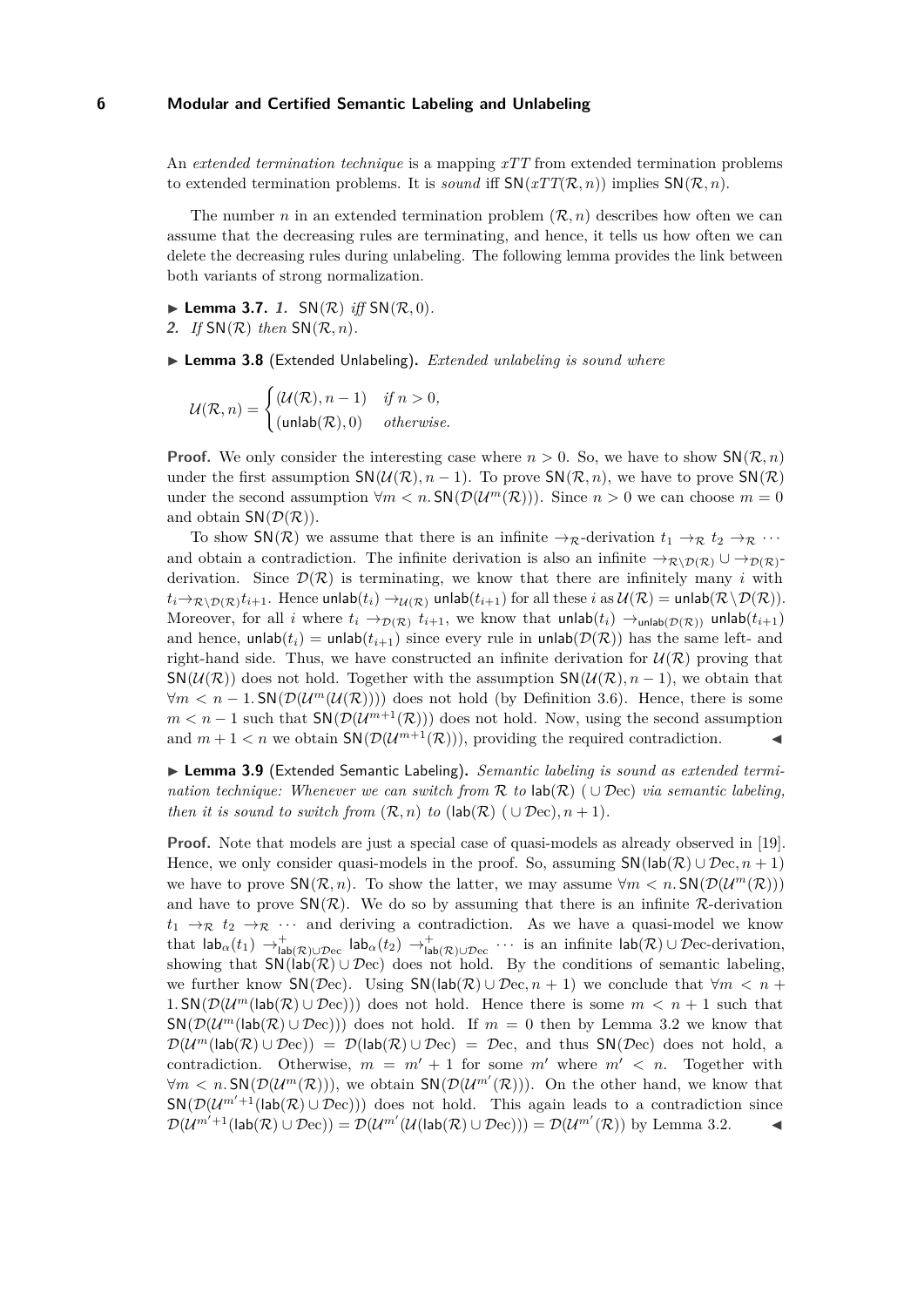An *extended termination technique* is a mapping $xTT$ from extended termination problems to extended termination problems. It is *sound* iff $\mathsf{SN}(xTT(\mathcal{R}, n))$ implies $\mathsf{SN}(\mathcal{R}, n)$.

The number $n$ in an extended termination problem $(\mathcal{R}, n)$ describes how often we can assume that the decreasing rules are terminating, and hence, it tells us how often we can delete the decreasing rules during unlabeling. The following lemma provides the link between both variants of strong normalization.

▶ **Lemma 3.7.** *1.* $\mathsf{SN}(\mathcal{R})$ *iff* $\mathsf{SN}(\mathcal{R}, 0)$.
*2.* *If* $\mathsf{SN}(\mathcal{R})$ *then* $\mathsf{SN}(\mathcal{R}, n)$.

▶ **Lemma 3.8** (Extended Unlabeling)**.** *Extended unlabeling is sound where*

$$\mathcal{U}(\mathcal{R}, n) = \begin{cases} (\mathcal{U}(\mathcal{R}), n-1) & \text{if } n > 0, \\ (\mathsf{unlab}(\mathcal{R}), 0) & \text{otherwise.} \end{cases}$$

**Proof.** We only consider the interesting case where $n > 0$. So, we have to show $\mathsf{SN}(\mathcal{R}, n)$ under the first assumption $\mathsf{SN}(\mathcal{U}(\mathcal{R}), n-1)$. To prove $\mathsf{SN}(\mathcal{R}, n)$, we have to prove $\mathsf{SN}(\mathcal{R})$ under the second assumption $\forall m < n.\, \mathsf{SN}(\mathcal{D}(\mathcal{U}^m(\mathcal{R})))$. Since $n > 0$ we can choose $m = 0$ and obtain $\mathsf{SN}(\mathcal{D}(\mathcal{R}))$.

To show $\mathsf{SN}(\mathcal{R})$ we assume that there is an infinite $\to_\mathcal{R}$-derivation $t_1 \to_\mathcal{R} t_2 \to_\mathcal{R} \cdots$ and obtain a contradiction. The infinite derivation is also an infinite $\to_{\mathcal{R}\setminus\mathcal{D}(\mathcal{R})} \cup \to_{\mathcal{D}(\mathcal{R})}$-derivation. Since $\mathcal{D}(\mathcal{R})$ is terminating, we know that there are infinitely many $i$ with $t_i \to_{\mathcal{R}\setminus\mathcal{D}(\mathcal{R})} t_{i+1}$. Hence $\mathsf{unlab}(t_i) \to_{\mathcal{U}(\mathcal{R})} \mathsf{unlab}(t_{i+1})$ for all these $i$ as $\mathcal{U}(\mathcal{R}) = \mathsf{unlab}(\mathcal{R} \setminus \mathcal{D}(\mathcal{R}))$. Moreover, for all $i$ where $t_i \to_{\mathcal{D}(\mathcal{R})} t_{i+1}$, we know that $\mathsf{unlab}(t_i) \to_{\mathsf{unlab}(\mathcal{D}(\mathcal{R}))} \mathsf{unlab}(t_{i+1})$ and hence, $\mathsf{unlab}(t_i) = \mathsf{unlab}(t_{i+1})$ since every rule in $\mathsf{unlab}(\mathcal{D}(\mathcal{R}))$ has the same left- and right-hand side. Thus, we have constructed an infinite derivation for $\mathcal{U}(\mathcal{R})$ proving that $\mathsf{SN}(\mathcal{U}(\mathcal{R}))$ does not hold. Together with the assumption $\mathsf{SN}(\mathcal{U}(\mathcal{R}), n-1)$, we obtain that $\forall m < n-1.\, \mathsf{SN}(\mathcal{D}(\mathcal{U}^m(\mathcal{U}(\mathcal{R}))))$ does not hold (by Definition 3.6). Hence, there is some $m < n-1$ such that $\mathsf{SN}(\mathcal{D}(\mathcal{U}^{m+1}(\mathcal{R})))$ does not hold. Now, using the second assumption and $m+1 < n$ we obtain $\mathsf{SN}(\mathcal{D}(\mathcal{U}^{m+1}(\mathcal{R})))$, providing the required contradiction. ◀

▶ **Lemma 3.9** (Extended Semantic Labeling)**.** *Semantic labeling is sound as extended termination technique: Whenever we can switch from* $\mathcal{R}$ *to* $\mathsf{lab}(\mathcal{R})$ $(\cup\, \mathcal{D}\mathrm{ec})$ *via semantic labeling, then it is sound to switch from* $(\mathcal{R}, n)$ *to* $(\mathsf{lab}(\mathcal{R})$ $(\cup\, \mathcal{D}\mathrm{ec}), n+1)$.

**Proof.** Note that models are just a special case of quasi-models as already observed in [19]. Hence, we only consider quasi-models in the proof. So, assuming $\mathsf{SN}(\mathsf{lab}(\mathcal{R}) \cup \mathcal{D}\mathrm{ec}, n+1)$ we have to prove $\mathsf{SN}(\mathcal{R}, n)$. To show the latter, we may assume $\forall m < n.\, \mathsf{SN}(\mathcal{D}(\mathcal{U}^m(\mathcal{R})))$ and have to prove $\mathsf{SN}(\mathcal{R})$. We do so by assuming that there is an infinite $\mathcal{R}$-derivation $t_1 \to_\mathcal{R} t_2 \to_\mathcal{R} \cdots$ and deriving a contradiction. As we have a quasi-model we know that $\mathsf{lab}_\alpha(t_1) \to^+_{\mathsf{lab}(\mathcal{R})\cup\mathcal{D}\mathrm{ec}} \mathsf{lab}_\alpha(t_2) \to^+_{\mathsf{lab}(\mathcal{R})\cup\mathcal{D}\mathrm{ec}} \cdots$ is an infinite $\mathsf{lab}(\mathcal{R}) \cup \mathcal{D}\mathrm{ec}$-derivation, showing that $\mathsf{SN}(\mathsf{lab}(\mathcal{R}) \cup \mathcal{D}\mathrm{ec})$ does not hold. By the conditions of semantic labeling, we further know $\mathsf{SN}(\mathcal{D}\mathrm{ec})$. Using $\mathsf{SN}(\mathsf{lab}(\mathcal{R}) \cup \mathcal{D}\mathrm{ec}, n+1)$ we conclude that $\forall m < n+1.\, \mathsf{SN}(\mathcal{D}(\mathcal{U}^m(\mathsf{lab}(\mathcal{R}) \cup \mathcal{D}\mathrm{ec})))$ does not hold. Hence there is some $m < n+1$ such that $\mathsf{SN}(\mathcal{D}(\mathcal{U}^m(\mathsf{lab}(\mathcal{R}) \cup \mathcal{D}\mathrm{ec})))$ does not hold. If $m = 0$ then by Lemma 3.2 we know that $\mathcal{D}(\mathcal{U}^m(\mathsf{lab}(\mathcal{R}) \cup \mathcal{D}\mathrm{ec})) = \mathcal{D}(\mathsf{lab}(\mathcal{R}) \cup \mathcal{D}\mathrm{ec}) = \mathcal{D}\mathrm{ec}$, and thus $\mathsf{SN}(\mathcal{D}\mathrm{ec})$ does not hold, a contradiction. Otherwise, $m = m' + 1$ for some $m'$ where $m' < n$. Together with $\forall m < n.\, \mathsf{SN}(\mathcal{D}(\mathcal{U}^m(\mathcal{R})))$, we obtain $\mathsf{SN}(\mathcal{D}(\mathcal{U}^{m'}(\mathcal{R})))$. On the other hand, we know that $\mathsf{SN}(\mathcal{D}(\mathcal{U}^{m'+1}(\mathsf{lab}(\mathcal{R}) \cup \mathcal{D}\mathrm{ec})))$ does not hold. This again leads to a contradiction since $\mathcal{D}(\mathcal{U}^{m'+1}(\mathsf{lab}(\mathcal{R}) \cup \mathcal{D}\mathrm{ec})) = \mathcal{D}(\mathcal{U}^{m'}(\mathcal{U}(\mathsf{lab}(\mathcal{R}) \cup \mathcal{D}\mathrm{ec}))) = \mathcal{D}(\mathcal{U}^{m'}(\mathcal{R}))$ by Lemma 3.2. ◀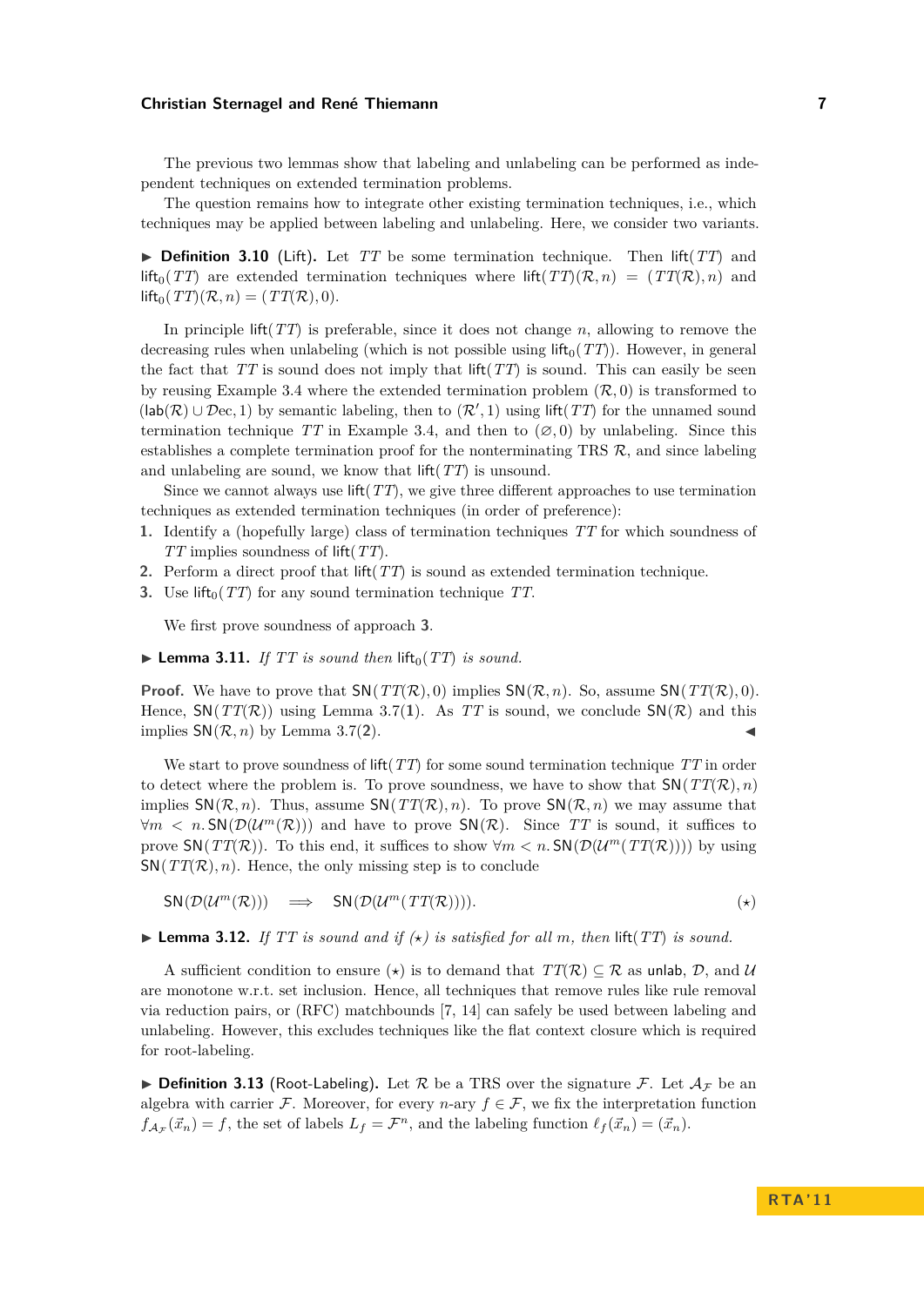The previous two lemmas show that labeling and unlabeling can be performed as independent techniques on extended termination problems.

The question remains how to integrate other existing termination techniques, i.e., which techniques may be applied between labeling and unlabeling. Here, we consider two variants.

▶ **Definition 3.10** (Lift). Let $TT$ be some termination technique. Then $\mathsf{lift}(TT)$ and $\mathsf{lift}_0(TT)$ are extended termination techniques where $\mathsf{lift}(TT)(\mathcal{R}, n) = (TT(\mathcal{R}), n)$ and $\mathsf{lift}_0(TT)(\mathcal{R}, n) = (TT(\mathcal{R}), 0)$.

In principle $\mathsf{lift}(TT)$ is preferable, since it does not change $n$, allowing to remove the decreasing rules when unlabeling (which is not possible using $\mathsf{lift}_0(TT)$). However, in general the fact that $TT$ is sound does not imply that $\mathsf{lift}(TT)$ is sound. This can easily be seen by reusing Example 3.4 where the extended termination problem $(\mathcal{R}, 0)$ is transformed to $(\mathsf{lab}(\mathcal{R}) \cup \mathcal{D}\mathrm{ec}, 1)$ by semantic labeling, then to $(\mathcal{R}', 1)$ using $\mathsf{lift}(TT)$ for the unnamed sound termination technique $TT$ in Example 3.4, and then to $(\varnothing, 0)$ by unlabeling. Since this establishes a complete termination proof for the nonterminating TRS $\mathcal{R}$, and since labeling and unlabeling are sound, we know that $\mathsf{lift}(TT)$ is unsound.

Since we cannot always use $\mathsf{lift}(TT)$, we give three different approaches to use termination techniques as extended termination techniques (in order of preference):

1. Identify a (hopefully large) class of termination techniques $TT$ for which soundness of $TT$ implies soundness of $\mathsf{lift}(TT)$.
2. Perform a direct proof that $\mathsf{lift}(TT)$ is sound as extended termination technique.
3. Use $\mathsf{lift}_0(TT)$ for any sound termination technique $TT$.

We first prove soundness of approach **3**.

▶ **Lemma 3.11.** *If $TT$ is sound then $\mathsf{lift}_0(TT)$ is sound.*

**Proof.** We have to prove that $\mathsf{SN}(TT(\mathcal{R}), 0)$ implies $\mathsf{SN}(\mathcal{R}, n)$. So, assume $\mathsf{SN}(TT(\mathcal{R}), 0)$. Hence, $\mathsf{SN}(TT(\mathcal{R}))$ using Lemma 3.7(**1**). As $TT$ is sound, we conclude $\mathsf{SN}(\mathcal{R})$ and this implies $\mathsf{SN}(\mathcal{R}, n)$ by Lemma 3.7(**2**). ◀

We start to prove soundness of $\mathsf{lift}(TT)$ for some sound termination technique $TT$ in order to detect where the problem is. To prove soundness, we have to show that $\mathsf{SN}(TT(\mathcal{R}), n)$ implies $\mathsf{SN}(\mathcal{R}, n)$. Thus, assume $\mathsf{SN}(TT(\mathcal{R}), n)$. To prove $\mathsf{SN}(\mathcal{R}, n)$ we may assume that $\forall m < n. \mathsf{SN}(\mathcal{D}(\mathcal{U}^m(\mathcal{R})))$ and have to prove $\mathsf{SN}(\mathcal{R})$. Since $TT$ is sound, it suffices to prove $\mathsf{SN}(TT(\mathcal{R}))$. To this end, it suffices to show $\forall m < n. \mathsf{SN}(\mathcal{D}(\mathcal{U}^m(TT(\mathcal{R}))))$ by using $\mathsf{SN}(TT(\mathcal{R}), n)$. Hence, the only missing step is to conclude

$$\mathsf{SN}(\mathcal{D}(\mathcal{U}^m(\mathcal{R}))) \implies \mathsf{SN}(\mathcal{D}(\mathcal{U}^m(TT(\mathcal{R})))). \tag{$\star$}$$

▶ **Lemma 3.12.** *If $TT$ is sound and if ($\star$) is satisfied for all $m$, then $\mathsf{lift}(TT)$ is sound.*

A sufficient condition to ensure ($\star$) is to demand that $TT(\mathcal{R}) \subseteq \mathcal{R}$ as $\mathsf{unlab}$, $\mathcal{D}$, and $\mathcal{U}$ are monotone w.r.t. set inclusion. Hence, all techniques that remove rules like rule removal via reduction pairs, or (RFC) matchbounds [7, 14] can safely be used between labeling and unlabeling. However, this excludes techniques like the flat context closure which is required for root-labeling.

▶ **Definition 3.13** (Root-Labeling). Let $\mathcal{R}$ be a TRS over the signature $\mathcal{F}$. Let $\mathcal{A}_\mathcal{F}$ be an algebra with carrier $\mathcal{F}$. Moreover, for every $n$-ary $f \in \mathcal{F}$, we fix the interpretation function $f_{\mathcal{A}_\mathcal{F}}(\vec{x}_n) = f$, the set of labels $L_f = \mathcal{F}^n$, and the labeling function $\ell_f(\vec{x}_n) = (\vec{x}_n)$.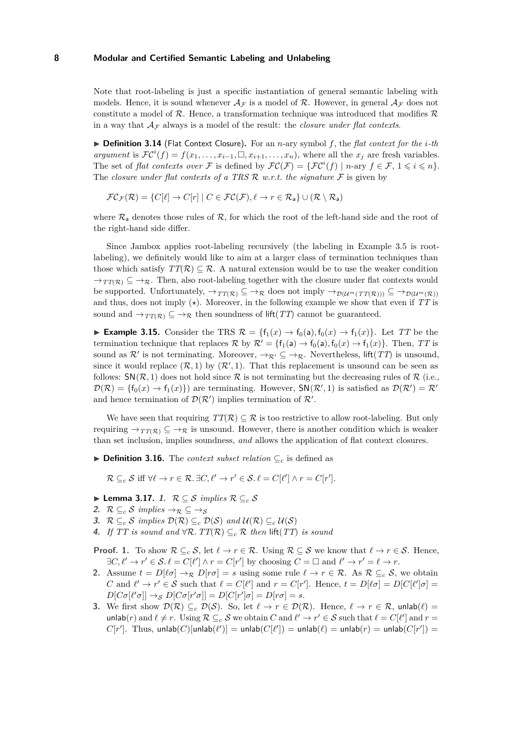Note that root-labeling is just a specific instantiation of general semantic labeling with models. Hence, it is sound whenever $\mathcal{A}_\mathcal{F}$ is a model of $\mathcal{R}$. However, in general $\mathcal{A}_\mathcal{F}$ does not constitute a model of $\mathcal{R}$. Hence, a transformation technique was introduced that modifies $\mathcal{R}$ in a way that $\mathcal{A}_\mathcal{F}$ always is a model of the result: the *closure under flat contexts*.

▶ **Definition 3.14** (Flat Context Closure). For an $n$-ary symbol $f$, the *flat context for the $i$-th argument* is $\mathcal{FC}^i(f) = f(x_1, \ldots, x_{i-1}, \Box, x_{i+1}, \ldots, x_n)$, where all the $x_j$ are fresh variables. The set of *flat contexts over* $\mathcal{F}$ is defined by $\mathcal{FC}(\mathcal{F}) = \{\mathcal{FC}^i(f) \mid n\text{-ary } f \in \mathcal{F},\ 1 \leqslant i \leqslant n\}$. The *closure under flat contexts of a TRS $\mathcal{R}$ w.r.t. the signature $\mathcal{F}$* is given by

$$\mathcal{FC}_\mathcal{F}(\mathcal{R}) = \{C[\ell] \to C[r] \mid C \in \mathcal{FC}(\mathcal{F}), \ell \to r \in \mathcal{R}_\mathsf{a}\} \cup (\mathcal{R} \setminus \mathcal{R}_\mathsf{a})$$

where $\mathcal{R}_\mathsf{a}$ denotes those rules of $\mathcal{R}$, for which the root of the left-hand side and the root of the right-hand side differ.

Since Jambox applies root-labeling recursively (the labeling in Example 3.5 is root-labeling), we definitely would like to aim at a larger class of termination techniques than those which satisfy $TT(\mathcal{R}) \subseteq \mathcal{R}$. A natural extension would be to use the weaker condition $\to_{TT(\mathcal{R})} \subseteq \to_\mathcal{R}$. Then, also root-labeling together with the closure under flat contexts would be supported. Unfortunately, $\to_{TT(\mathcal{R})} \subseteq \to_\mathcal{R}$ does not imply $\to_{\mathcal{D}(\mathcal{U}^m(TT(\mathcal{R})))} \subseteq \to_{\mathcal{D}(\mathcal{U}^m(\mathcal{R}))}$ and thus, does not imply $(\star)$. Moreover, in the following example we show that even if $TT$ is sound and $\to_{TT(\mathcal{R})} \subseteq \to_\mathcal{R}$ then soundness of $\mathsf{lift}(TT)$ cannot be guaranteed.

▶ **Example 3.15.** Consider the TRS $\mathcal{R} = \{\mathsf{f}_1(x) \to \mathsf{f}_0(\mathsf{a}), \mathsf{f}_0(x) \to \mathsf{f}_1(x)\}$. Let $TT$ be the termination technique that replaces $\mathcal{R}$ by $\mathcal{R}' = \{\mathsf{f}_1(\mathsf{a}) \to \mathsf{f}_0(\mathsf{a}), \mathsf{f}_0(x) \to \mathsf{f}_1(x)\}$. Then, $TT$ is sound as $\mathcal{R}'$ is not terminating. Moreover, $\to_{\mathcal{R}'} \subseteq \to_\mathcal{R}$. Nevertheless, $\mathsf{lift}(TT)$ is unsound, since it would replace $(\mathcal{R}, 1)$ by $(\mathcal{R}', 1)$. That this replacement is unsound can be seen as follows: $\mathsf{SN}(\mathcal{R}, 1)$ does not hold since $\mathcal{R}$ is not terminating but the decreasing rules of $\mathcal{R}$ (i.e., $\mathcal{D}(\mathcal{R}) = \{\mathsf{f}_0(x) \to \mathsf{f}_1(x)\}$) are terminating. However, $\mathsf{SN}(\mathcal{R}', 1)$ is satisfied as $\mathcal{D}(\mathcal{R}') = \mathcal{R}'$ and hence termination of $\mathcal{D}(\mathcal{R}')$ implies termination of $\mathcal{R}'$.

We have seen that requiring $TT(\mathcal{R}) \subseteq \mathcal{R}$ is too restrictive to allow root-labeling. But only requiring $\to_{TT(\mathcal{R})} \subseteq \to_\mathcal{R}$ is unsound. However, there is another condition which is weaker than set inclusion, implies soundness, *and* allows the application of flat context closures.

▶ **Definition 3.16.** The *context subset relation* $\subseteq_c$ is defined as

$$\mathcal{R} \subseteq_c \mathcal{S} \text{ iff } \forall \ell \to r \in \mathcal{R}.\, \exists C, \ell' \to r' \in \mathcal{S}.\, \ell = C[\ell'] \wedge r = C[r'].$$

▶ **Lemma 3.17.** *1.* $\mathcal{R} \subseteq \mathcal{S}$ *implies* $\mathcal{R} \subseteq_c \mathcal{S}$
*2.* $\mathcal{R} \subseteq_c \mathcal{S}$ *implies* $\to_\mathcal{R} \subseteq \to_\mathcal{S}$
*3.* $\mathcal{R} \subseteq_c \mathcal{S}$ *implies* $\mathcal{D}(\mathcal{R}) \subseteq_c \mathcal{D}(\mathcal{S})$ *and* $\mathcal{U}(\mathcal{R}) \subseteq_c \mathcal{U}(\mathcal{S})$
*4. If $TT$ is sound and* $\forall \mathcal{R}.\, TT(\mathcal{R}) \subseteq_c \mathcal{R}$ *then* $\mathsf{lift}(TT)$ *is sound*

**Proof. 1.** To show $\mathcal{R} \subseteq_c \mathcal{S}$, let $\ell \to r \in \mathcal{R}$. Using $\mathcal{R} \subseteq \mathcal{S}$ we know that $\ell \to r \in \mathcal{S}$. Hence, $\exists C, \ell' \to r' \in \mathcal{S}.\, \ell = C[\ell'] \wedge r = C[r']$ by choosing $C = \Box$ and $\ell' \to r' = \ell \to r$.

**2.** Assume $t = D[\ell\sigma] \to_\mathcal{R} D[r\sigma] = s$ using some rule $\ell \to r \in \mathcal{R}$. As $\mathcal{R} \subseteq_c \mathcal{S}$, we obtain $C$ and $\ell' \to r' \in \mathcal{S}$ such that $\ell = C[\ell']$ and $r = C[r']$. Hence, $t = D[\ell\sigma] = D[C[\ell']\sigma] = D[C\sigma[\ell'\sigma]] \to_\mathcal{S} D[C\sigma[r'\sigma]] = D[C[r']\sigma] = D[r\sigma] = s$.

**3.** We first show $\mathcal{D}(\mathcal{R}) \subseteq_c \mathcal{D}(\mathcal{S})$. So, let $\ell \to r \in \mathcal{D}(\mathcal{R})$. Hence, $\ell \to r \in \mathcal{R}$, $\mathsf{unlab}(\ell) = \mathsf{unlab}(r)$ and $\ell \neq r$. Using $\mathcal{R} \subseteq_c \mathcal{S}$ we obtain $C$ and $\ell' \to r' \in \mathcal{S}$ such that $\ell = C[\ell']$ and $r = C[r']$. Thus, $\mathsf{unlab}(C)[\mathsf{unlab}(\ell')] = \mathsf{unlab}(C[\ell']) = \mathsf{unlab}(\ell) = \mathsf{unlab}(r) = \mathsf{unlab}(C[r']) =$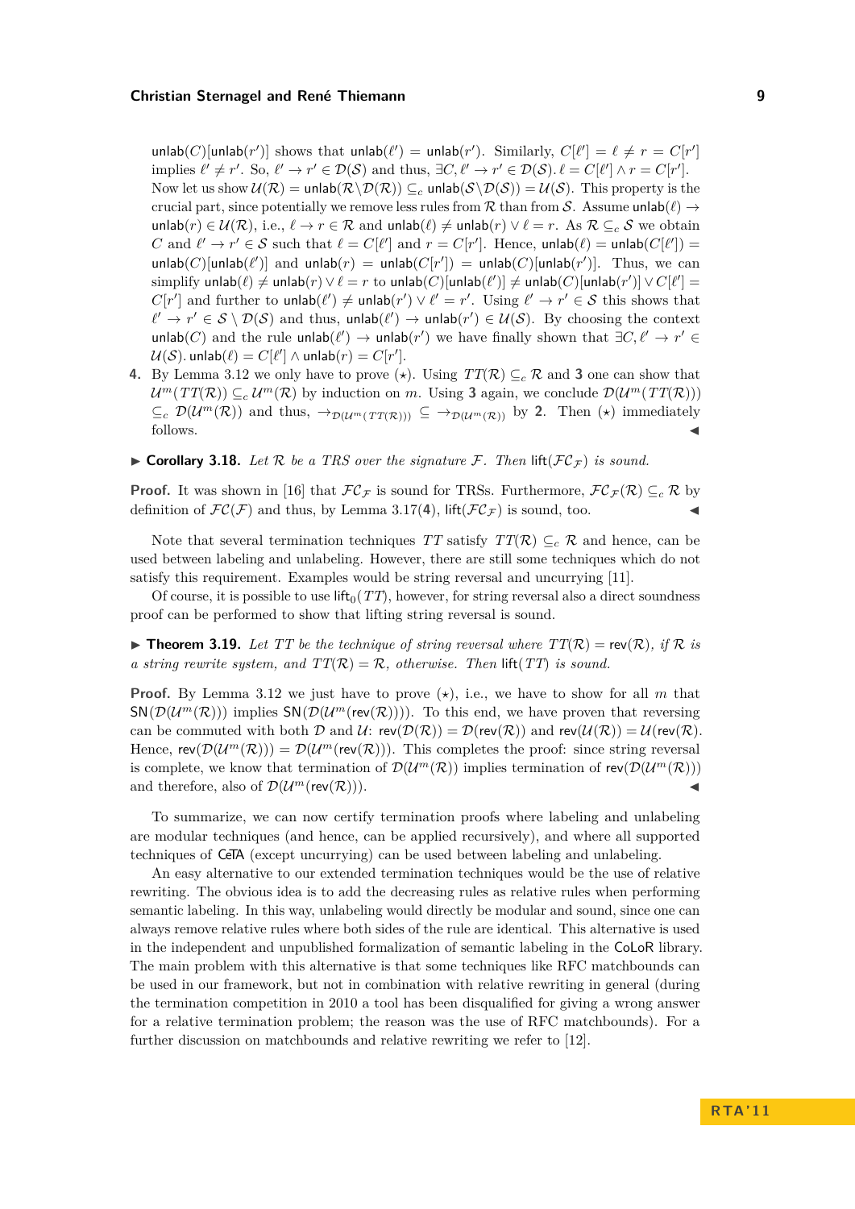$\mathsf{unlab}(C)[\mathsf{unlab}(r')]$ shows that $\mathsf{unlab}(\ell') = \mathsf{unlab}(r')$. Similarly, $C[\ell'] = \ell \neq r = C[r']$ implies $\ell' \neq r'$. So, $\ell' \to r' \in \mathcal{D}(\mathcal{S})$ and thus, $\exists C, \ell' \to r' \in \mathcal{D}(\mathcal{S}).\, \ell = C[\ell'] \wedge r = C[r']$. Now let us show $\mathcal{U}(\mathcal{R}) = \mathsf{unlab}(\mathcal{R} \setminus \mathcal{D}(\mathcal{R})) \subseteq_c \mathsf{unlab}(\mathcal{S} \setminus \mathcal{D}(\mathcal{S})) = \mathcal{U}(\mathcal{S})$. This property is the crucial part, since potentially we remove less rules from $\mathcal{R}$ than from $\mathcal{S}$. Assume $\mathsf{unlab}(\ell) \to \mathsf{unlab}(r) \in \mathcal{U}(\mathcal{R})$, i.e., $\ell \to r \in \mathcal{R}$ and $\mathsf{unlab}(\ell) \neq \mathsf{unlab}(r) \vee \ell = r$. As $\mathcal{R} \subseteq_c \mathcal{S}$ we obtain $C$ and $\ell' \to r' \in \mathcal{S}$ such that $\ell = C[\ell']$ and $r = C[r']$. Hence, $\mathsf{unlab}(\ell) = \mathsf{unlab}(C[\ell']) = \mathsf{unlab}(C)[\mathsf{unlab}(\ell')]$ and $\mathsf{unlab}(r) = \mathsf{unlab}(C[r']) = \mathsf{unlab}(C)[\mathsf{unlab}(r')]$. Thus, we can simplify $\mathsf{unlab}(\ell) \neq \mathsf{unlab}(r) \vee \ell = r$ to $\mathsf{unlab}(C)[\mathsf{unlab}(\ell')] \neq \mathsf{unlab}(C)[\mathsf{unlab}(r')] \vee C[\ell'] = C[r']$ and further to $\mathsf{unlab}(\ell') \neq \mathsf{unlab}(r') \vee \ell' = r'$. Using $\ell' \to r' \in \mathcal{S}$ this shows that $\ell' \to r' \in \mathcal{S} \setminus \mathcal{D}(\mathcal{S})$ and thus, $\mathsf{unlab}(\ell') \to \mathsf{unlab}(r') \in \mathcal{U}(\mathcal{S})$. By choosing the context $\mathsf{unlab}(C)$ and the rule $\mathsf{unlab}(\ell') \to \mathsf{unlab}(r')$ we have finally shown that $\exists C, \ell' \to r' \in \mathcal{U}(\mathcal{S}).\, \mathsf{unlab}(\ell) = C[\ell'] \wedge \mathsf{unlab}(r) = C[r']$.

**4.** By Lemma 3.12 we only have to prove ($\star$). Using $TT(\mathcal{R}) \subseteq_c \mathcal{R}$ and **3** one can show that $\mathcal{U}^m(TT(\mathcal{R})) \subseteq_c \mathcal{U}^m(\mathcal{R})$ by induction on $m$. Using **3** again, we conclude $\mathcal{D}(\mathcal{U}^m(TT(\mathcal{R}))) \subseteq_c \mathcal{D}(\mathcal{U}^m(\mathcal{R}))$ and thus, $\to_{\mathcal{D}(\mathcal{U}^m(TT(\mathcal{R})))} \subseteq \to_{\mathcal{D}(\mathcal{U}^m(\mathcal{R}))}$ by **2**. Then ($\star$) immediately follows. ◀

▶ **Corollary 3.18.** *Let $\mathcal{R}$ be a TRS over the signature $\mathcal{F}$. Then $\mathsf{lift}(\mathcal{FC}_\mathcal{F})$ is sound.*

**Proof.** It was shown in [16] that $\mathcal{FC}_\mathcal{F}$ is sound for TRSs. Furthermore, $\mathcal{FC}_\mathcal{F}(\mathcal{R}) \subseteq_c \mathcal{R}$ by definition of $\mathcal{FC}(\mathcal{F})$ and thus, by Lemma 3.17(**4**), $\mathsf{lift}(\mathcal{FC}_\mathcal{F})$ is sound, too. ◀

Note that several termination techniques $TT$ satisfy $TT(\mathcal{R}) \subseteq_c \mathcal{R}$ and hence, can be used between labeling and unlabeling. However, there are still some techniques which do not satisfy this requirement. Examples would be string reversal and uncurrying [11].

Of course, it is possible to use $\mathsf{lift}_0(TT)$, however, for string reversal also a direct soundness proof can be performed to show that lifting string reversal is sound.

▶ **Theorem 3.19.** *Let $TT$ be the technique of string reversal where $TT(\mathcal{R}) = \mathsf{rev}(\mathcal{R})$, if $\mathcal{R}$ is a string rewrite system, and $TT(\mathcal{R}) = \mathcal{R}$, otherwise. Then $\mathsf{lift}(TT)$ is sound.*

**Proof.** By Lemma 3.12 we just have to prove ($\star$), i.e., we have to show for all $m$ that $\mathsf{SN}(\mathcal{D}(\mathcal{U}^m(\mathcal{R})))$ implies $\mathsf{SN}(\mathcal{D}(\mathcal{U}^m(\mathsf{rev}(\mathcal{R}))))$. To this end, we have proven that reversing can be commuted with both $\mathcal{D}$ and $\mathcal{U}$: $\mathsf{rev}(\mathcal{D}(\mathcal{R})) = \mathcal{D}(\mathsf{rev}(\mathcal{R}))$ and $\mathsf{rev}(\mathcal{U}(\mathcal{R})) = \mathcal{U}(\mathsf{rev}(\mathcal{R}))$. Hence, $\mathsf{rev}(\mathcal{D}(\mathcal{U}^m(\mathcal{R}))) = \mathcal{D}(\mathcal{U}^m(\mathsf{rev}(\mathcal{R})))$. This completes the proof: since string reversal is complete, we know that termination of $\mathcal{D}(\mathcal{U}^m(\mathcal{R}))$ implies termination of $\mathsf{rev}(\mathcal{D}(\mathcal{U}^m(\mathcal{R})))$ and therefore, also of $\mathcal{D}(\mathcal{U}^m(\mathsf{rev}(\mathcal{R})))$. ◀

To summarize, we can now certify termination proofs where labeling and unlabeling are modular techniques (and hence, can be applied recursively), and where all supported techniques of CeTA (except uncurrying) can be used between labeling and unlabeling.

An easy alternative to our extended termination techniques would be the use of relative rewriting. The obvious idea is to add the decreasing rules as relative rules when performing semantic labeling. In this way, unlabeling would directly be modular and sound, since one can always remove relative rules where both sides of the rule are identical. This alternative is used in the independent and unpublished formalization of semantic labeling in the CoLoR library. The main problem with this alternative is that some techniques like RFC matchbounds can be used in our framework, but not in combination with relative rewriting in general (during the termination competition in 2010 a tool has been disqualified for giving a wrong answer for a relative termination problem; the reason was the use of RFC matchbounds). For a further discussion on matchbounds and relative rewriting we refer to [12].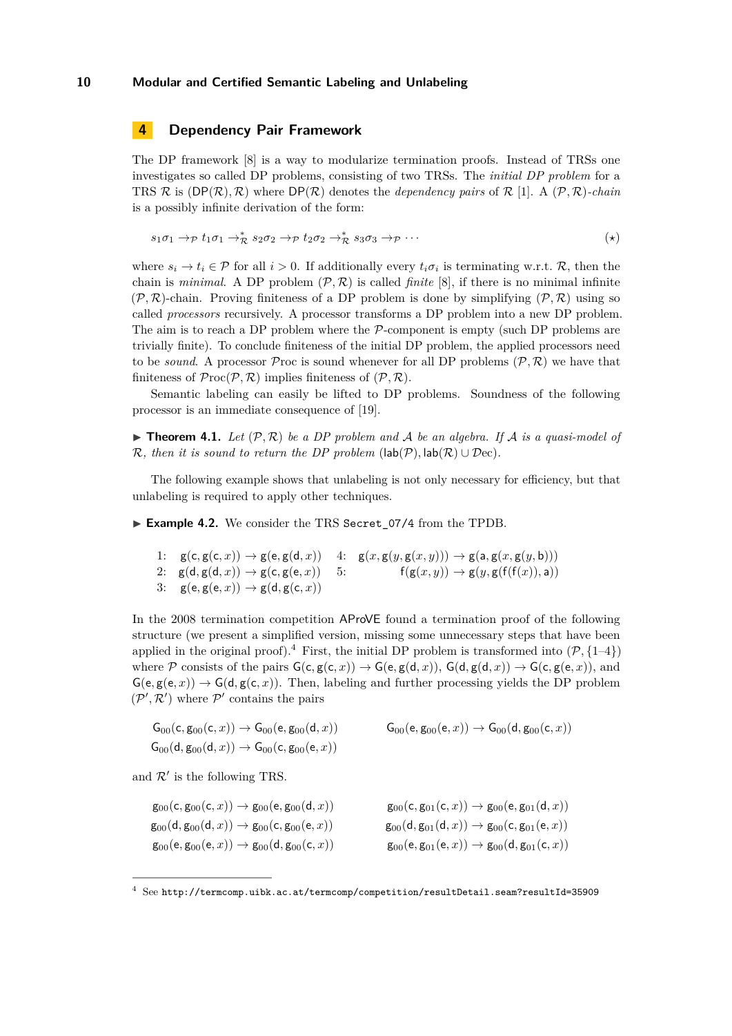## 4 Dependency Pair Framework

The DP framework [8] is a way to modularize termination proofs. Instead of TRSs one investigates so called DP problems, consisting of two TRSs. The *initial DP problem* for a TRS $\mathcal{R}$ is $(\mathsf{DP}(\mathcal{R}), \mathcal{R})$ where $\mathsf{DP}(\mathcal{R})$ denotes the *dependency pairs* of $\mathcal{R}$ [1]. A $(\mathcal{P}, \mathcal{R})$*-chain* is a possibly infinite derivation of the form:

$$s_1\sigma_1 \to_{\mathcal{P}} t_1\sigma_1 \to_{\mathcal{R}}^* s_2\sigma_2 \to_{\mathcal{P}} t_2\sigma_2 \to_{\mathcal{R}}^* s_3\sigma_3 \to_{\mathcal{P}} \cdots \qquad (\star)$$

where $s_i \to t_i \in \mathcal{P}$ for all $i > 0$. If additionally every $t_i\sigma_i$ is terminating w.r.t. $\mathcal{R}$, then the chain is *minimal*. A DP problem $(\mathcal{P}, \mathcal{R})$ is called *finite* [8], if there is no minimal infinite $(\mathcal{P}, \mathcal{R})$-chain. Proving finiteness of a DP problem is done by simplifying $(\mathcal{P}, \mathcal{R})$ using so called *processors* recursively. A processor transforms a DP problem into a new DP problem. The aim is to reach a DP problem where the $\mathcal{P}$-component is empty (such DP problems are trivially finite). To conclude finiteness of the initial DP problem, the applied processors need to be *sound*. A processor $\mathcal{P}\mathrm{roc}$ is sound whenever for all DP problems $(\mathcal{P}, \mathcal{R})$ we have that finiteness of $\mathcal{P}\mathrm{roc}(\mathcal{P}, \mathcal{R})$ implies finiteness of $(\mathcal{P}, \mathcal{R})$.

Semantic labeling can easily be lifted to DP problems. Soundness of the following processor is an immediate consequence of [19].

▶ **Theorem 4.1.** *Let $(\mathcal{P}, \mathcal{R})$ be a DP problem and $\mathcal{A}$ be an algebra. If $\mathcal{A}$ is a quasi-model of $\mathcal{R}$, then it is sound to return the DP problem* $(\mathsf{lab}(\mathcal{P}), \mathsf{lab}(\mathcal{R}) \cup \mathcal{D}\mathrm{ec})$.

The following example shows that unlabeling is not only necessary for efficiency, but that unlabeling is required to apply other techniques.

▶ **Example 4.2.** We consider the TRS `Secret_07/4` from the TPDB.

$$\begin{array}{rlrl}
1\!: & \mathsf{g}(\mathsf{c}, \mathsf{g}(\mathsf{c}, x)) \to \mathsf{g}(\mathsf{e}, \mathsf{g}(\mathsf{d}, x)) & 4\!: & \mathsf{g}(x, \mathsf{g}(y, \mathsf{g}(x, y))) \to \mathsf{g}(\mathsf{a}, \mathsf{g}(x, \mathsf{g}(y, \mathsf{b}))) \\
2\!: & \mathsf{g}(\mathsf{d}, \mathsf{g}(\mathsf{d}, x)) \to \mathsf{g}(\mathsf{c}, \mathsf{g}(\mathsf{e}, x)) & 5\!: & \mathsf{f}(\mathsf{g}(x, y)) \to \mathsf{g}(y, \mathsf{g}(\mathsf{f}(\mathsf{f}(x)), \mathsf{a})) \\
3\!: & \mathsf{g}(\mathsf{e}, \mathsf{g}(\mathsf{e}, x)) \to \mathsf{g}(\mathsf{d}, \mathsf{g}(\mathsf{c}, x)) & &
\end{array}$$

In the 2008 termination competition $\mathsf{AProVE}$ found a termination proof of the following structure (we present a simplified version, missing some unnecessary steps that have been applied in the original proof).[4] First, the initial DP problem is transformed into $(\mathcal{P}, \{1\text{–}4\})$ where $\mathcal{P}$ consists of the pairs $\mathsf{G}(\mathsf{c}, \mathsf{g}(\mathsf{c}, x)) \to \mathsf{G}(\mathsf{e}, \mathsf{g}(\mathsf{d}, x))$, $\mathsf{G}(\mathsf{d}, \mathsf{g}(\mathsf{d}, x)) \to \mathsf{G}(\mathsf{c}, \mathsf{g}(\mathsf{e}, x))$, and $\mathsf{G}(\mathsf{e}, \mathsf{g}(\mathsf{e}, x)) \to \mathsf{G}(\mathsf{d}, \mathsf{g}(\mathsf{c}, x))$. Then, labeling and further processing yields the DP problem $(\mathcal{P}', \mathcal{R}')$ where $\mathcal{P}'$ contains the pairs

$$\begin{array}{ll}
\mathsf{G}_{00}(\mathsf{c}, \mathsf{g}_{00}(\mathsf{c}, x)) \to \mathsf{G}_{00}(\mathsf{e}, \mathsf{g}_{00}(\mathsf{d}, x)) & \mathsf{G}_{00}(\mathsf{e}, \mathsf{g}_{00}(\mathsf{e}, x)) \to \mathsf{G}_{00}(\mathsf{d}, \mathsf{g}_{00}(\mathsf{c}, x)) \\
\mathsf{G}_{00}(\mathsf{d}, \mathsf{g}_{00}(\mathsf{d}, x)) \to \mathsf{G}_{00}(\mathsf{c}, \mathsf{g}_{00}(\mathsf{e}, x)) &
\end{array}$$

and $\mathcal{R}'$ is the following TRS.

$$\begin{array}{ll}
\mathsf{g}_{00}(\mathsf{c}, \mathsf{g}_{00}(\mathsf{c}, x)) \to \mathsf{g}_{00}(\mathsf{e}, \mathsf{g}_{00}(\mathsf{d}, x)) & \mathsf{g}_{00}(\mathsf{c}, \mathsf{g}_{01}(\mathsf{c}, x)) \to \mathsf{g}_{00}(\mathsf{e}, \mathsf{g}_{01}(\mathsf{d}, x)) \\
\mathsf{g}_{00}(\mathsf{d}, \mathsf{g}_{00}(\mathsf{d}, x)) \to \mathsf{g}_{00}(\mathsf{c}, \mathsf{g}_{00}(\mathsf{e}, x)) & \mathsf{g}_{00}(\mathsf{d}, \mathsf{g}_{01}(\mathsf{d}, x)) \to \mathsf{g}_{00}(\mathsf{c}, \mathsf{g}_{01}(\mathsf{e}, x)) \\
\mathsf{g}_{00}(\mathsf{e}, \mathsf{g}_{00}(\mathsf{e}, x)) \to \mathsf{g}_{00}(\mathsf{d}, \mathsf{g}_{00}(\mathsf{c}, x)) & \mathsf{g}_{00}(\mathsf{e}, \mathsf{g}_{01}(\mathsf{e}, x)) \to \mathsf{g}_{00}(\mathsf{d}, \mathsf{g}_{01}(\mathsf{c}, x))
\end{array}$$

---

[4] See `http://termcomp.uibk.ac.at/termcomp/competition/resultDetail.seam?resultId=35909`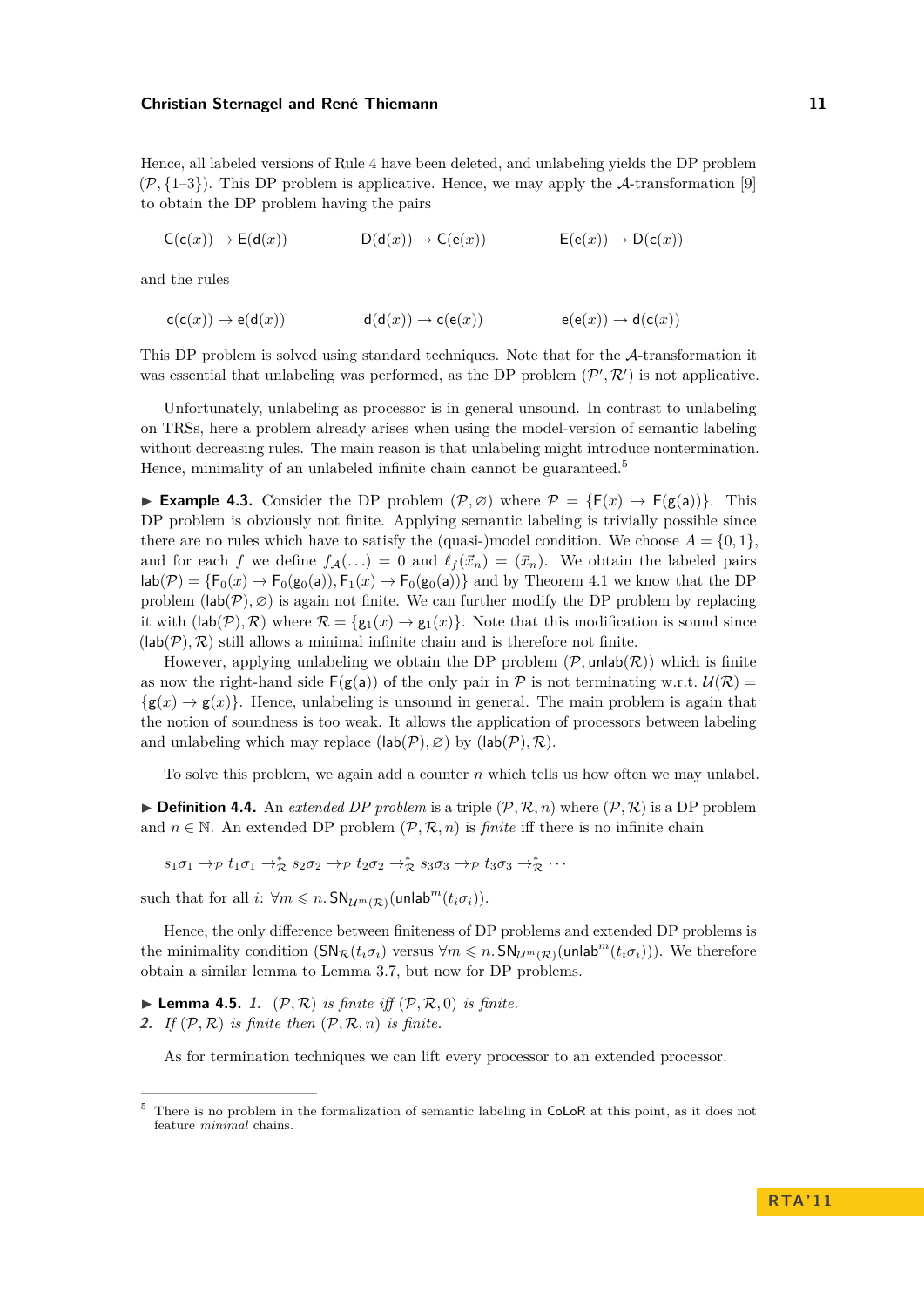Hence, all labeled versions of Rule 4 have been deleted, and unlabeling yields the DP problem $(\mathcal{P}, \{1\text{–}3\})$. This DP problem is applicative. Hence, we may apply the $\mathcal{A}$-transformation [9] to obtain the DP problem having the pairs

$$\mathsf{C}(\mathsf{c}(x)) \to \mathsf{E}(\mathsf{d}(x)) \qquad \mathsf{D}(\mathsf{d}(x)) \to \mathsf{C}(\mathsf{e}(x)) \qquad \mathsf{E}(\mathsf{e}(x)) \to \mathsf{D}(\mathsf{c}(x))$$

and the rules

$$\mathsf{c}(\mathsf{c}(x)) \to \mathsf{e}(\mathsf{d}(x)) \qquad \mathsf{d}(\mathsf{d}(x)) \to \mathsf{c}(\mathsf{e}(x)) \qquad \mathsf{e}(\mathsf{e}(x)) \to \mathsf{d}(\mathsf{c}(x))$$

This DP problem is solved using standard techniques. Note that for the $\mathcal{A}$-transformation it was essential that unlabeling was performed, as the DP problem $(\mathcal{P}', \mathcal{R}')$ is not applicative.

Unfortunately, unlabeling as processor is in general unsound. In contrast to unlabeling on TRSs, here a problem already arises when using the model-version of semantic labeling without decreasing rules. The main reason is that unlabeling might introduce nontermination. Hence, minimality of an unlabeled infinite chain cannot be guaranteed.[5]

▶ **Example 4.3.** Consider the DP problem $(\mathcal{P}, \varnothing)$ where $\mathcal{P} = \{\mathsf{F}(x) \to \mathsf{F}(\mathsf{g}(\mathsf{a}))\}$. This DP problem is obviously not finite. Applying semantic labeling is trivially possible since there are no rules which have to satisfy the (quasi-)model condition. We choose $A = \{0, 1\}$, and for each $f$ we define $f_{\mathcal{A}}(\ldots) = 0$ and $\ell_f(\vec{x}_n) = (\vec{x}_n)$. We obtain the labeled pairs $\mathsf{lab}(\mathcal{P}) = \{\mathsf{F}_0(x) \to \mathsf{F}_0(\mathsf{g}_0(\mathsf{a})), \mathsf{F}_1(x) \to \mathsf{F}_0(\mathsf{g}_0(\mathsf{a}))\}$ and by Theorem 4.1 we know that the DP problem $(\mathsf{lab}(\mathcal{P}), \varnothing)$ is again not finite. We can further modify the DP problem by replacing it with $(\mathsf{lab}(\mathcal{P}), \mathcal{R})$ where $\mathcal{R} = \{\mathsf{g}_1(x) \to \mathsf{g}_1(x)\}$. Note that this modification is sound since $(\mathsf{lab}(\mathcal{P}), \mathcal{R})$ still allows a minimal infinite chain and is therefore not finite.

However, applying unlabeling we obtain the DP problem $(\mathcal{P}, \mathsf{unlab}(\mathcal{R}))$ which is finite as now the right-hand side $\mathsf{F}(\mathsf{g}(\mathsf{a}))$ of the only pair in $\mathcal{P}$ is not terminating w.r.t. $\mathcal{U}(\mathcal{R}) = \{\mathsf{g}(x) \to \mathsf{g}(x)\}$. Hence, unlabeling is unsound in general. The main problem is again that the notion of soundness is too weak. It allows the application of processors between labeling and unlabeling which may replace $(\mathsf{lab}(\mathcal{P}), \varnothing)$ by $(\mathsf{lab}(\mathcal{P}), \mathcal{R})$.

To solve this problem, we again add a counter $n$ which tells us how often we may unlabel.

▶ **Definition 4.4.** An *extended DP problem* is a triple $(\mathcal{P}, \mathcal{R}, n)$ where $(\mathcal{P}, \mathcal{R})$ is a DP problem and $n \in \mathbb{N}$. An extended DP problem $(\mathcal{P}, \mathcal{R}, n)$ is *finite* iff there is no infinite chain

$$s_1\sigma_1 \to_{\mathcal{P}} t_1\sigma_1 \to_{\mathcal{R}}^* s_2\sigma_2 \to_{\mathcal{P}} t_2\sigma_2 \to_{\mathcal{R}}^* s_3\sigma_3 \to_{\mathcal{P}} t_3\sigma_3 \to_{\mathcal{R}}^* \cdots$$

such that for all $i$: $\forall m \leqslant n.\, \mathsf{SN}_{\mathcal{U}^m(\mathcal{R})}(\mathsf{unlab}^m(t_i\sigma_i))$.

Hence, the only difference between finiteness of DP problems and extended DP problems is the minimality condition ($\mathsf{SN}_{\mathcal{R}}(t_i\sigma_i)$ versus $\forall m \leqslant n.\, \mathsf{SN}_{\mathcal{U}^m(\mathcal{R})}(\mathsf{unlab}^m(t_i\sigma_i))$). We therefore obtain a similar lemma to Lemma 3.7, but now for DP problems.

▶ **Lemma 4.5.** *1.* *$(\mathcal{P}, \mathcal{R})$ is finite iff $(\mathcal{P}, \mathcal{R}, 0)$ is finite.*
*2.* *If $(\mathcal{P}, \mathcal{R})$ is finite then $(\mathcal{P}, \mathcal{R}, n)$ is finite.*

As for termination techniques we can lift every processor to an extended processor.

---

[5] There is no problem in the formalization of semantic labeling in CoLoR at this point, as it does not feature *minimal* chains.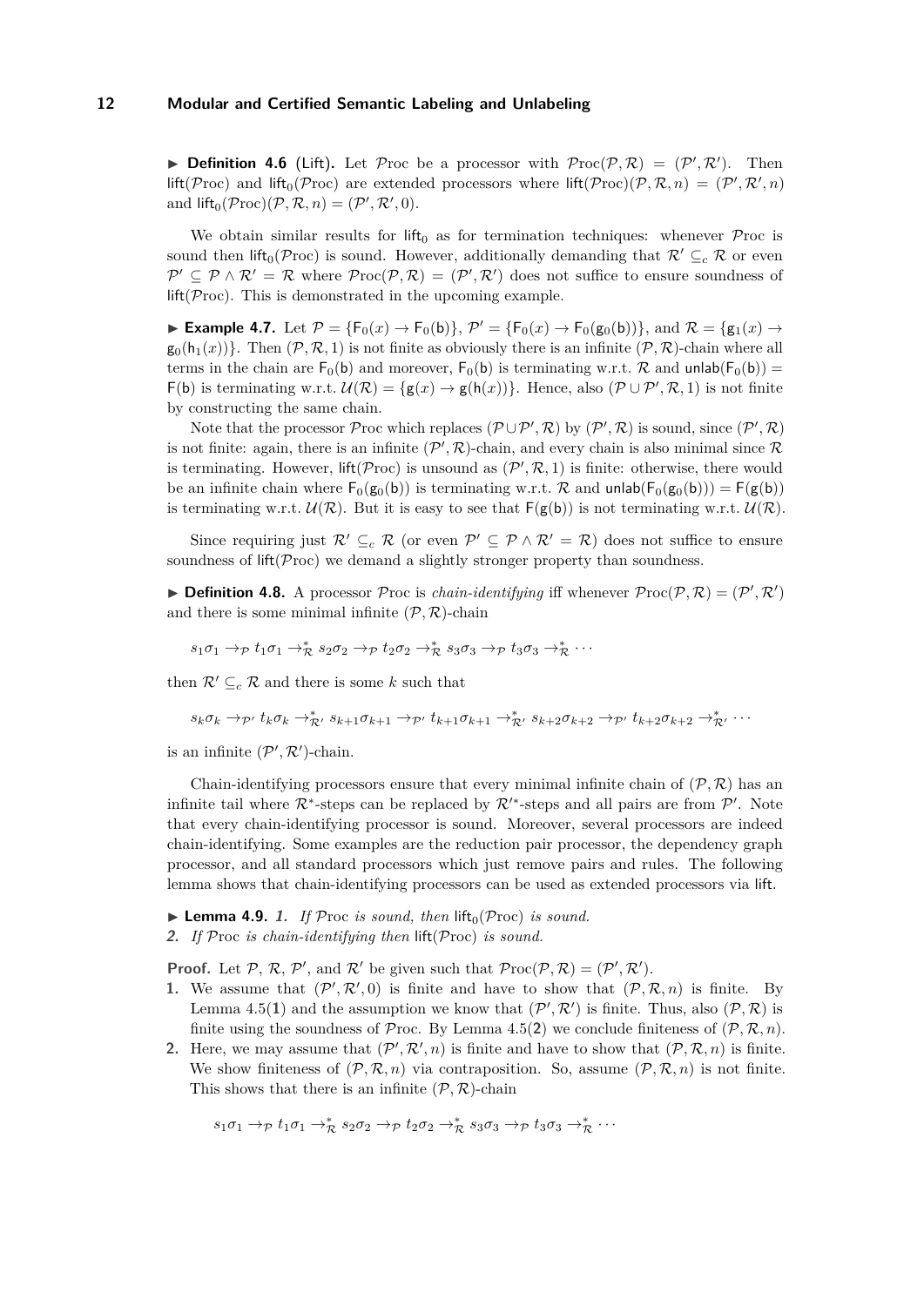▶ **Definition 4.6** (Lift). Let $\mathcal{P}\text{roc}$ be a processor with $\mathcal{P}\text{roc}(\mathcal{P},\mathcal{R}) = (\mathcal{P}',\mathcal{R}')$. Then $\mathsf{lift}(\mathcal{P}\text{roc})$ and $\mathsf{lift}_0(\mathcal{P}\text{roc})$ are extended processors where $\mathsf{lift}(\mathcal{P}\text{roc})(\mathcal{P},\mathcal{R},n) = (\mathcal{P}',\mathcal{R}',n)$ and $\mathsf{lift}_0(\mathcal{P}\text{roc})(\mathcal{P},\mathcal{R},n) = (\mathcal{P}',\mathcal{R}',0)$.

We obtain similar results for $\mathsf{lift}_0$ as for termination techniques: whenever $\mathcal{P}\text{roc}$ is sound then $\mathsf{lift}_0(\mathcal{P}\text{roc})$ is sound. However, additionally demanding that $\mathcal{R}' \subseteq_c \mathcal{R}$ or even $\mathcal{P}' \subseteq \mathcal{P} \wedge \mathcal{R}' = \mathcal{R}$ where $\mathcal{P}\text{roc}(\mathcal{P},\mathcal{R}) = (\mathcal{P}',\mathcal{R}')$ does not suffice to ensure soundness of $\mathsf{lift}(\mathcal{P}\text{roc})$. This is demonstrated in the upcoming example.

▶ **Example 4.7.** Let $\mathcal{P} = \{\mathsf{F}_0(x) \to \mathsf{F}_0(\mathsf{b})\}$, $\mathcal{P}' = \{\mathsf{F}_0(x) \to \mathsf{F}_0(\mathsf{g}_0(\mathsf{b}))\}$, and $\mathcal{R} = \{\mathsf{g}_1(x) \to \mathsf{g}_0(\mathsf{h}_1(x))\}$. Then $(\mathcal{P},\mathcal{R},1)$ is not finite as obviously there is an infinite $(\mathcal{P},\mathcal{R})$-chain where all terms in the chain are $\mathsf{F}_0(\mathsf{b})$ and moreover, $\mathsf{F}_0(\mathsf{b})$ is terminating w.r.t. $\mathcal{R}$ and $\mathsf{unlab}(\mathsf{F}_0(\mathsf{b})) = \mathsf{F}(\mathsf{b})$ is terminating w.r.t. $\mathcal{U}(\mathcal{R}) = \{\mathsf{g}(x) \to \mathsf{g}(\mathsf{h}(x))\}$. Hence, also $(\mathcal{P} \cup \mathcal{P}',\mathcal{R},1)$ is not finite by constructing the same chain.

Note that the processor $\mathcal{P}\text{roc}$ which replaces $(\mathcal{P} \cup \mathcal{P}',\mathcal{R})$ by $(\mathcal{P}',\mathcal{R})$ is sound, since $(\mathcal{P}',\mathcal{R})$ is not finite: again, there is an infinite $(\mathcal{P}',\mathcal{R})$-chain, and every chain is also minimal since $\mathcal{R}$ is terminating. However, $\mathsf{lift}(\mathcal{P}\text{roc})$ is unsound as $(\mathcal{P}',\mathcal{R},1)$ is finite: otherwise, there would be an infinite chain where $\mathsf{F}_0(\mathsf{g}_0(\mathsf{b}))$ is terminating w.r.t. $\mathcal{R}$ and $\mathsf{unlab}(\mathsf{F}_0(\mathsf{g}_0(\mathsf{b}))) = \mathsf{F}(\mathsf{g}(\mathsf{b}))$ is terminating w.r.t. $\mathcal{U}(\mathcal{R})$. But it is easy to see that $\mathsf{F}(\mathsf{g}(\mathsf{b}))$ is not terminating w.r.t. $\mathcal{U}(\mathcal{R})$.

Since requiring just $\mathcal{R}' \subseteq_c \mathcal{R}$ (or even $\mathcal{P}' \subseteq \mathcal{P} \wedge \mathcal{R}' = \mathcal{R}$) does not suffice to ensure soundness of $\mathsf{lift}(\mathcal{P}\text{roc})$ we demand a slightly stronger property than soundness.

▶ **Definition 4.8.** A processor $\mathcal{P}\text{roc}$ is *chain-identifying* iff whenever $\mathcal{P}\text{roc}(\mathcal{P},\mathcal{R}) = (\mathcal{P}',\mathcal{R}')$ and there is some minimal infinite $(\mathcal{P},\mathcal{R})$-chain

$$s_1\sigma_1 \to_{\mathcal{P}} t_1\sigma_1 \to_{\mathcal{R}}^* s_2\sigma_2 \to_{\mathcal{P}} t_2\sigma_2 \to_{\mathcal{R}}^* s_3\sigma_3 \to_{\mathcal{P}} t_3\sigma_3 \to_{\mathcal{R}}^* \cdots$$

then $\mathcal{R}' \subseteq_c \mathcal{R}$ and there is some $k$ such that

$$s_k\sigma_k \to_{\mathcal{P}'} t_k\sigma_k \to_{\mathcal{R}'}^* s_{k+1}\sigma_{k+1} \to_{\mathcal{P}'} t_{k+1}\sigma_{k+1} \to_{\mathcal{R}'}^* s_{k+2}\sigma_{k+2} \to_{\mathcal{P}'} t_{k+2}\sigma_{k+2} \to_{\mathcal{R}'}^* \cdots$$

is an infinite $(\mathcal{P}',\mathcal{R}')$-chain.

Chain-identifying processors ensure that every minimal infinite chain of $(\mathcal{P},\mathcal{R})$ has an infinite tail where $\mathcal{R}^*$-steps can be replaced by $\mathcal{R}'^*$-steps and all pairs are from $\mathcal{P}'$. Note that every chain-identifying processor is sound. Moreover, several processors are indeed chain-identifying. Some examples are the reduction pair processor, the dependency graph processor, and all standard processors which just remove pairs and rules. The following lemma shows that chain-identifying processors can be used as extended processors via $\mathsf{lift}$.

▶ **Lemma 4.9.** ***1.*** *If $\mathcal{P}\text{roc}$ is sound, then $\mathsf{lift}_0(\mathcal{P}\text{roc})$ is sound.*
***2.*** *If $\mathcal{P}\text{roc}$ is chain-identifying then $\mathsf{lift}(\mathcal{P}\text{roc})$ is sound.*

**Proof.** Let $\mathcal{P}$, $\mathcal{R}$, $\mathcal{P}'$, and $\mathcal{R}'$ be given such that $\mathcal{P}\text{roc}(\mathcal{P},\mathcal{R}) = (\mathcal{P}',\mathcal{R}')$.

1. We assume that $(\mathcal{P}',\mathcal{R}',0)$ is finite and have to show that $(\mathcal{P},\mathcal{R},n)$ is finite. By Lemma 4.5(**1**) and the assumption we know that $(\mathcal{P}',\mathcal{R}')$ is finite. Thus, also $(\mathcal{P},\mathcal{R})$ is finite using the soundness of $\mathcal{P}\text{roc}$. By Lemma 4.5(**2**) we conclude finiteness of $(\mathcal{P},\mathcal{R},n)$.
2. Here, we may assume that $(\mathcal{P}',\mathcal{R}',n)$ is finite and have to show that $(\mathcal{P},\mathcal{R},n)$ is finite. We show finiteness of $(\mathcal{P},\mathcal{R},n)$ via contraposition. So, assume $(\mathcal{P},\mathcal{R},n)$ is not finite. This shows that there is an infinite $(\mathcal{P},\mathcal{R})$-chain

$$s_1\sigma_1 \to_{\mathcal{P}} t_1\sigma_1 \to_{\mathcal{R}}^* s_2\sigma_2 \to_{\mathcal{P}} t_2\sigma_2 \to_{\mathcal{R}}^* s_3\sigma_3 \to_{\mathcal{P}} t_3\sigma_3 \to_{\mathcal{R}}^* \cdots$$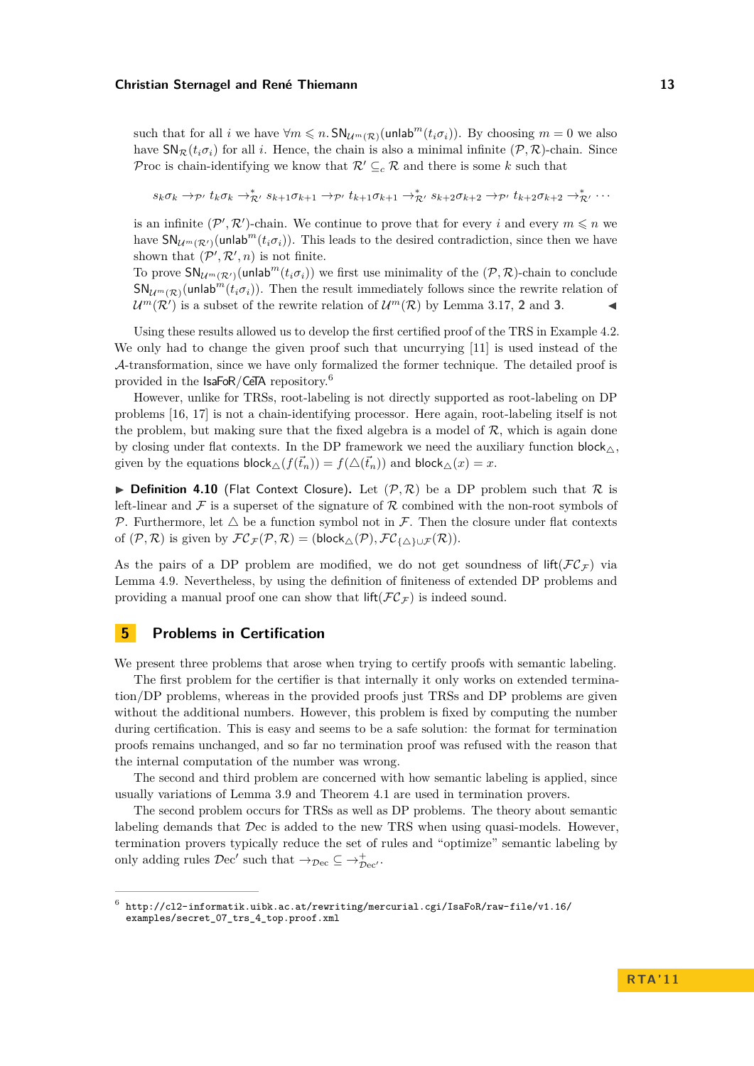such that for all $i$ we have $\forall m \leqslant n.\, \mathsf{SN}_{\mathcal{U}^m(\mathcal{R})}(\mathsf{unlab}^m(t_i\sigma_i))$. By choosing $m = 0$ we also have $\mathsf{SN}_{\mathcal{R}}(t_i\sigma_i)$ for all $i$. Hence, the chain is also a minimal infinite $(\mathcal{P}, \mathcal{R})$-chain. Since $\mathcal{P}roc$ is chain-identifying we know that $\mathcal{R}' \subseteq_c \mathcal{R}$ and there is some $k$ such that

$$s_k\sigma_k \rightarrow_{\mathcal{P}'} t_k\sigma_k \rightarrow^*_{\mathcal{R}'} s_{k+1}\sigma_{k+1} \rightarrow_{\mathcal{P}'} t_{k+1}\sigma_{k+1} \rightarrow^*_{\mathcal{R}'} s_{k+2}\sigma_{k+2} \rightarrow_{\mathcal{P}'} t_{k+2}\sigma_{k+2} \rightarrow^*_{\mathcal{R}'} \cdots$$

is an infinite $(\mathcal{P}', \mathcal{R}')$-chain. We continue to prove that for every $i$ and every $m \leqslant n$ we have $\mathsf{SN}_{\mathcal{U}^m(\mathcal{R}')}(\mathsf{unlab}^m(t_i\sigma_i))$. This leads to the desired contradiction, since then we have shown that $(\mathcal{P}', \mathcal{R}', n)$ is not finite.

To prove $\mathsf{SN}_{\mathcal{U}^m(\mathcal{R}')}(\mathsf{unlab}^m(t_i\sigma_i))$ we first use minimality of the $(\mathcal{P}, \mathcal{R})$-chain to conclude $\mathsf{SN}_{\mathcal{U}^m(\mathcal{R})}(\mathsf{unlab}^m(t_i\sigma_i))$. Then the result immediately follows since the rewrite relation of $\mathcal{U}^m(\mathcal{R}')$ is a subset of the rewrite relation of $\mathcal{U}^m(\mathcal{R})$ by Lemma 3.17, **2** and **3**. ◀

Using these results allowed us to develop the first certified proof of the TRS in Example 4.2. We only had to change the given proof such that uncurrying [11] is used instead of the $\mathcal{A}$-transformation, since we have only formalized the former technique. The detailed proof is provided in the IsaFoR/CeTA repository.[6]

However, unlike for TRSs, root-labeling is not directly supported as root-labeling on DP problems [16, 17] is not a chain-identifying processor. Here again, root-labeling itself is not the problem, but making sure that the fixed algebra is a model of $\mathcal{R}$, which is again done by closing under flat contexts. In the DP framework we need the auxiliary function $\mathsf{block}_\triangle$, given by the equations $\mathsf{block}_\triangle(f(\vec{t}_n)) = f(\triangle(\vec{t}_n))$ and $\mathsf{block}_\triangle(x) = x$.

▶ **Definition 4.10** (Flat Context Closure). Let $(\mathcal{P}, \mathcal{R})$ be a DP problem such that $\mathcal{R}$ is left-linear and $\mathcal{F}$ is a superset of the signature of $\mathcal{R}$ combined with the non-root symbols of $\mathcal{P}$. Furthermore, let $\triangle$ be a function symbol not in $\mathcal{F}$. Then the closure under flat contexts of $(\mathcal{P}, \mathcal{R})$ is given by $\mathcal{FC}_{\mathcal{F}}(\mathcal{P}, \mathcal{R}) = (\mathsf{block}_\triangle(\mathcal{P}), \mathcal{FC}_{\{\triangle\}\cup\mathcal{F}}(\mathcal{R}))$.

As the pairs of a DP problem are modified, we do not get soundness of $\mathsf{lift}(\mathcal{FC}_{\mathcal{F}})$ via Lemma 4.9. Nevertheless, by using the definition of finiteness of extended DP problems and providing a manual proof one can show that $\mathsf{lift}(\mathcal{FC}_{\mathcal{F}})$ is indeed sound.

## 5 Problems in Certification

We present three problems that arose when trying to certify proofs with semantic labeling.

The first problem for the certifier is that internally it only works on extended termination/DP problems, whereas in the provided proofs just TRSs and DP problems are given without the additional numbers. However, this problem is fixed by computing the number during certification. This is easy and seems to be a safe solution: the format for termination proofs remains unchanged, and so far no termination proof was refused with the reason that the internal computation of the number was wrong.

The second and third problem are concerned with how semantic labeling is applied, since usually variations of Lemma 3.9 and Theorem 4.1 are used in termination provers.

The second problem occurs for TRSs as well as DP problems. The theory about semantic labeling demands that $\mathcal{D}ec$ is added to the new TRS when using quasi-models. However, termination provers typically reduce the set of rules and "optimize" semantic labeling by only adding rules $\mathcal{D}ec'$ such that $\rightarrow_{\mathcal{D}ec} \subseteq \rightarrow^+_{\mathcal{D}ec'}$.

[6] http://cl2-informatik.uibk.ac.at/rewriting/mercurial.cgi/IsaFoR/raw-file/v1.16/examples/secret_07_trs_4_top.proof.xml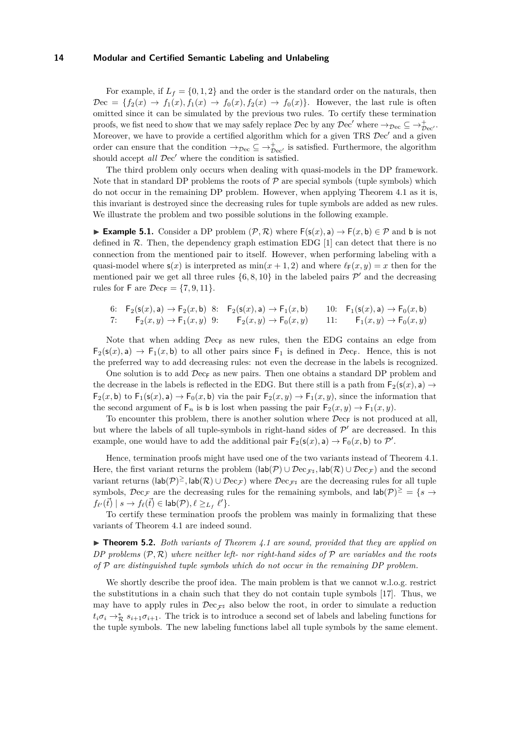For example, if $L_f = \{0,1,2\}$ and the order is the standard order on the naturals, then $\mathcal{D}\text{ec} = \{f_2(x) \to f_1(x), f_1(x) \to f_0(x), f_2(x) \to f_0(x)\}$. However, the last rule is often omitted since it can be simulated by the previous two rules. To certify these termination proofs, we fist need to show that we may safely replace $\mathcal{D}\text{ec}$ by any $\mathcal{D}\text{ec}'$ where $\to_{\mathcal{D}\text{ec}} \subseteq \to^+_{\mathcal{D}\text{ec}'}$. Moreover, we have to provide a certified algorithm which for a given TRS $\mathcal{D}\text{ec}'$ and a given order can ensure that the condition $\to_{\mathcal{D}\text{ec}} \subseteq \to^+_{\mathcal{D}\text{ec}'}$ is satisfied. Furthermore, the algorithm should accept *all* $\mathcal{D}\text{ec}'$ where the condition is satisfied.

The third problem only occurs when dealing with quasi-models in the DP framework. Note that in standard DP problems the roots of $\mathcal{P}$ are special symbols (tuple symbols) which do not occur in the remaining DP problem. However, when applying Theorem 4.1 as it is, this invariant is destroyed since the decreasing rules for tuple symbols are added as new rules. We illustrate the problem and two possible solutions in the following example.

**▶ Example 5.1.** Consider a DP problem $(\mathcal{P},\mathcal{R})$ where $\mathsf{F}(\mathsf{s}(x),\mathsf{a}) \to \mathsf{F}(x,\mathsf{b}) \in \mathcal{P}$ and $\mathsf{b}$ is not defined in $\mathcal{R}$. Then, the dependency graph estimation EDG [1] can detect that there is no connection from the mentioned pair to itself. However, when performing labeling with a quasi-model where $\mathsf{s}(x)$ is interpreted as $\min(x+1,2)$ and where $\ell_{\mathsf{F}}(x,y) = x$ then for the mentioned pair we get all three rules $\{6,8,10\}$ in the labeled pairs $\mathcal{P}'$ and the decreasing rules for $\mathsf{F}$ are $\mathcal{D}\text{ec}_{\mathsf{F}} = \{7,9,11\}$.

$$
\begin{array}{llllll}
6: & \mathsf{F}_2(\mathsf{s}(x),\mathsf{a}) \to \mathsf{F}_2(x,\mathsf{b}) & 8: & \mathsf{F}_2(\mathsf{s}(x),\mathsf{a}) \to \mathsf{F}_1(x,\mathsf{b}) & 10: & \mathsf{F}_1(\mathsf{s}(x),\mathsf{a}) \to \mathsf{F}_0(x,\mathsf{b}) \\
7: & \mathsf{F}_2(x,y) \to \mathsf{F}_1(x,y) & 9: & \mathsf{F}_2(x,y) \to \mathsf{F}_0(x,y) & 11: & \mathsf{F}_1(x,y) \to \mathsf{F}_0(x,y)
\end{array}
$$

Note that when adding $\mathcal{D}\text{ec}_{\mathsf{F}}$ as new rules, then the EDG contains an edge from $\mathsf{F}_2(\mathsf{s}(x),\mathsf{a}) \to \mathsf{F}_1(x,\mathsf{b})$ to all other pairs since $\mathsf{F}_1$ is defined in $\mathcal{D}\text{ec}_{\mathsf{F}}$. Hence, this is not the preferred way to add decreasing rules: not even the decrease in the labels is recognized.

One solution is to add $\mathcal{D}\text{ec}_{\mathsf{F}}$ as new pairs. Then one obtains a standard DP problem and the decrease in the labels is reflected in the EDG. But there still is a path from $\mathsf{F}_2(\mathsf{s}(x),\mathsf{a}) \to \mathsf{F}_2(x,\mathsf{b})$ to $\mathsf{F}_1(\mathsf{s}(x),\mathsf{a}) \to \mathsf{F}_0(x,\mathsf{b})$ via the pair $\mathsf{F}_2(x,y) \to \mathsf{F}_1(x,y)$, since the information that the second argument of $\mathsf{F}_n$ is $\mathsf{b}$ is lost when passing the pair $\mathsf{F}_2(x,y) \to \mathsf{F}_1(x,y)$.

To encounter this problem, there is another solution where $\mathcal{D}\text{ec}_{\mathsf{F}}$ is not produced at all, but where the labels of all tuple-symbols in right-hand sides of $\mathcal{P}'$ are decreased. In this example, one would have to add the additional pair $\mathsf{F}_2(\mathsf{s}(x),\mathsf{a}) \to \mathsf{F}_0(x,\mathsf{b})$ to $\mathcal{P}'$.

Hence, termination proofs might have used one of the two variants instead of Theorem 4.1. Here, the first variant returns the problem $(\mathsf{lab}(\mathcal{P}) \cup \mathcal{D}\text{ec}_{\mathcal{F}^\sharp}, \mathsf{lab}(\mathcal{R}) \cup \mathcal{D}\text{ec}_{\mathcal{F}})$ and the second variant returns $(\mathsf{lab}(\mathcal{P})^{\geq}, \mathsf{lab}(\mathcal{R}) \cup \mathcal{D}\text{ec}_{\mathcal{F}})$ where $\mathcal{D}\text{ec}_{\mathcal{F}^\sharp}$ are the decreasing rules for all tuple symbols, $\mathcal{D}\text{ec}_{\mathcal{F}}$ are the decreasing rules for the remaining symbols, and $\mathsf{lab}(\mathcal{P})^{\geq} = \{s \to f_{\ell'}(\vec{t}) \mid s \to f_{\ell}(\vec{t}) \in \mathsf{lab}(\mathcal{P}), \ell \geq_{L_f} \ell'\}$.

To certify these termination proofs the problem was mainly in formalizing that these variants of Theorem 4.1 are indeed sound.

**▶ Theorem 5.2.** *Both variants of Theorem 4.1 are sound, provided that they are applied on DP problems $(\mathcal{P},\mathcal{R})$ where neither left- nor right-hand sides of $\mathcal{P}$ are variables and the roots of $\mathcal{P}$ are distinguished tuple symbols which do not occur in the remaining DP problem.*

We shortly describe the proof idea. The main problem is that we cannot w.l.o.g. restrict the substitutions in a chain such that they do not contain tuple symbols [17]. Thus, we may have to apply rules in $\mathcal{D}\text{ec}_{\mathcal{F}^\sharp}$ also below the root, in order to simulate a reduction $t_i\sigma_i \to^*_{\mathcal{R}} s_{i+1}\sigma_{i+1}$. The trick is to introduce a second set of labels and labeling functions for the tuple symbols. The new labeling functions label all tuple symbols by the same element.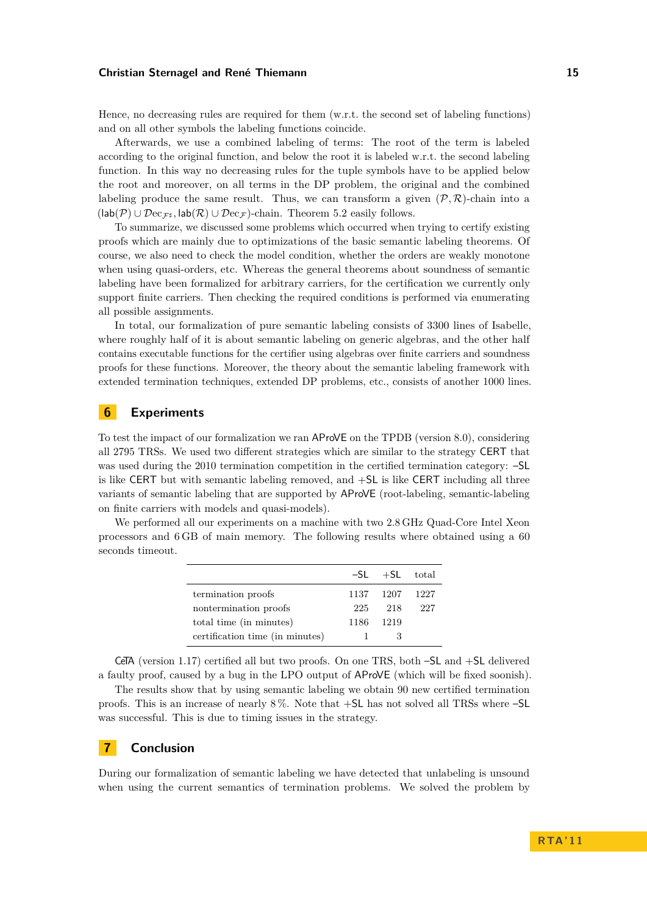Hence, no decreasing rules are required for them (w.r.t. the second set of labeling functions) and on all other symbols the labeling functions coincide.

Afterwards, we use a combined labeling of terms: The root of the term is labeled according to the original function, and below the root it is labeled w.r.t. the second labeling function. In this way no decreasing rules for the tuple symbols have to be applied below the root and moreover, on all terms in the DP problem, the original and the combined labeling produce the same result. Thus, we can transform a given $(\mathcal{P}, \mathcal{R})$-chain into a $(\mathsf{lab}(\mathcal{P}) \cup \mathcal{D}\mathrm{ec}_{\mathcal{F}^\sharp}, \mathsf{lab}(\mathcal{R}) \cup \mathcal{D}\mathrm{ec}_{\mathcal{F}})$-chain. Theorem 5.2 easily follows.

To summarize, we discussed some problems which occurred when trying to certify existing proofs which are mainly due to optimizations of the basic semantic labeling theorems. Of course, we also need to check the model condition, whether the orders are weakly monotone when using quasi-orders, etc. Whereas the general theorems about soundness of semantic labeling have been formalized for arbitrary carriers, for the certification we currently only support finite carriers. Then checking the required conditions is performed via enumerating all possible assignments.

In total, our formalization of pure semantic labeling consists of 3300 lines of Isabelle, where roughly half of it is about semantic labeling on generic algebras, and the other half contains executable functions for the certifier using algebras over finite carriers and soundness proofs for these functions. Moreover, the theory about the semantic labeling framework with extended termination techniques, extended DP problems, etc., consists of another 1000 lines.

## 6 Experiments

To test the impact of our formalization we ran AProVE on the TPDB (version 8.0), considering all 2795 TRSs. We used two different strategies which are similar to the strategy CERT that was used during the 2010 termination competition in the certified termination category: −SL is like CERT but with semantic labeling removed, and +SL is like CERT including all three variants of semantic labeling that are supported by AProVE (root-labeling, semantic-labeling on finite carriers with models and quasi-models).

We performed all our experiments on a machine with two 2.8 GHz Quad-Core Intel Xeon processors and 6 GB of main memory. The following results where obtained using a 60 seconds timeout.

| | −SL | +SL | total |
|---|---|---|---|
| termination proofs | 1137 | 1207 | 1227 |
| nontermination proofs | 225 | 218 | 227 |
| total time (in minutes) | 1186 | 1219 | |
| certification time (in minutes) | 1 | 3 | |

CeTA (version 1.17) certified all but two proofs. On one TRS, both −SL and +SL delivered a faulty proof, caused by a bug in the LPO output of AProVE (which will be fixed soonish).

The results show that by using semantic labeling we obtain 90 new certified termination proofs. This is an increase of nearly 8 %. Note that +SL has not solved all TRSs where −SL was successful. This is due to timing issues in the strategy.

## 7 Conclusion

During our formalization of semantic labeling we have detected that unlabeling is unsound when using the current semantics of termination problems. We solved the problem by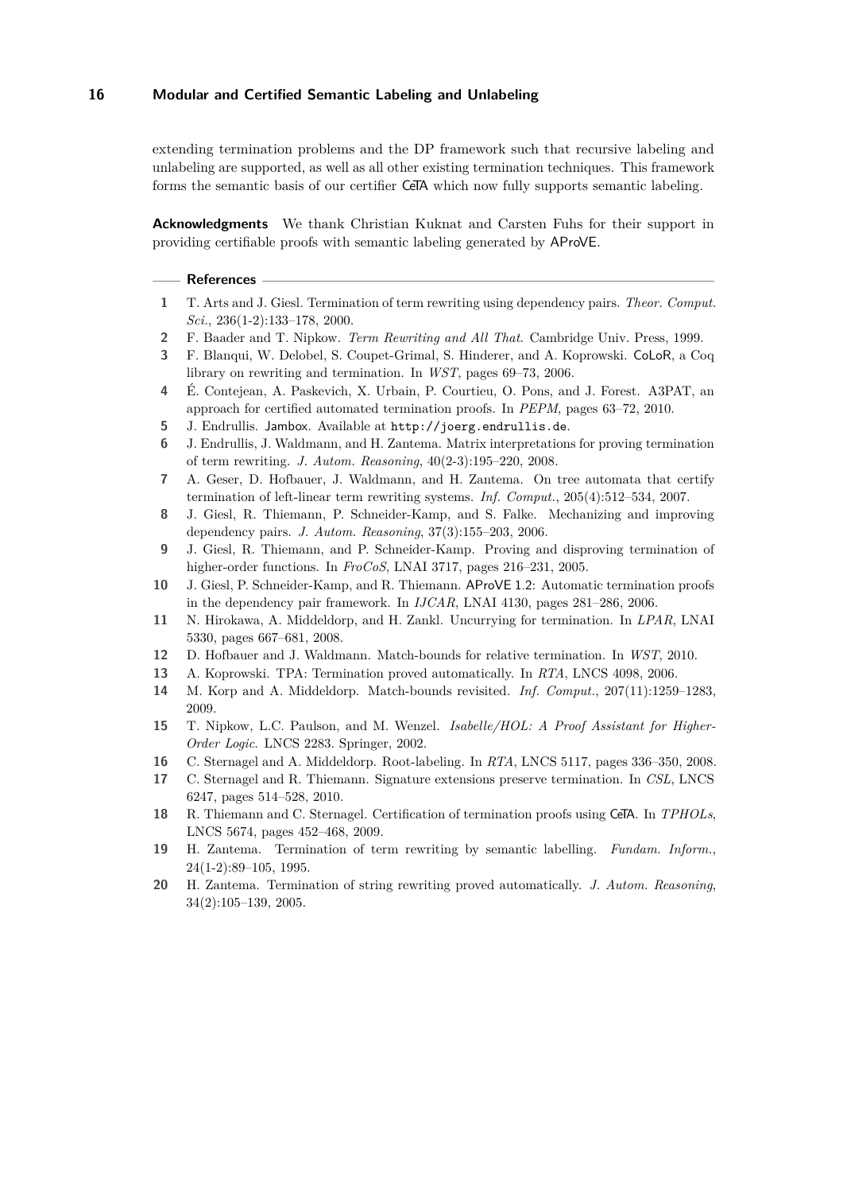extending termination problems and the DP framework such that recursive labeling and unlabeling are supported, as well as all other existing termination techniques. This framework forms the semantic basis of our certifier CeTA which now fully supports semantic labeling.

**Acknowledgments** We thank Christian Kuknat and Carsten Fuhs for their support in providing certifiable proofs with semantic labeling generated by AProVE.

## References

1. T. Arts and J. Giesl. Termination of term rewriting using dependency pairs. *Theor. Comput. Sci.*, 236(1-2):133–178, 2000.
2. F. Baader and T. Nipkow. *Term Rewriting and All That*. Cambridge Univ. Press, 1999.
3. F. Blanqui, W. Delobel, S. Coupet-Grimal, S. Hinderer, and A. Koprowski. CoLoR, a Coq library on rewriting and termination. In *WST*, pages 69–73, 2006.
4. É. Contejean, A. Paskevich, X. Urbain, P. Courtieu, O. Pons, and J. Forest. A3PAT, an approach for certified automated termination proofs. In *PEPM*, pages 63–72, 2010.
5. J. Endrullis. Jambox. Available at `http://joerg.endrullis.de`.
6. J. Endrullis, J. Waldmann, and H. Zantema. Matrix interpretations for proving termination of term rewriting. *J. Autom. Reasoning*, 40(2-3):195–220, 2008.
7. A. Geser, D. Hofbauer, J. Waldmann, and H. Zantema. On tree automata that certify termination of left-linear term rewriting systems. *Inf. Comput.*, 205(4):512–534, 2007.
8. J. Giesl, R. Thiemann, P. Schneider-Kamp, and S. Falke. Mechanizing and improving dependency pairs. *J. Autom. Reasoning*, 37(3):155–203, 2006.
9. J. Giesl, R. Thiemann, and P. Schneider-Kamp. Proving and disproving termination of higher-order functions. In *FroCoS*, LNAI 3717, pages 216–231, 2005.
10. J. Giesl, P. Schneider-Kamp, and R. Thiemann. AProVE 1.2: Automatic termination proofs in the dependency pair framework. In *IJCAR*, LNAI 4130, pages 281–286, 2006.
11. N. Hirokawa, A. Middeldorp, and H. Zankl. Uncurrying for termination. In *LPAR*, LNAI 5330, pages 667–681, 2008.
12. D. Hofbauer and J. Waldmann. Match-bounds for relative termination. In *WST*, 2010.
13. A. Koprowski. TPA: Termination proved automatically. In *RTA*, LNCS 4098, 2006.
14. M. Korp and A. Middeldorp. Match-bounds revisited. *Inf. Comput.*, 207(11):1259–1283, 2009.
15. T. Nipkow, L.C. Paulson, and M. Wenzel. *Isabelle/HOL: A Proof Assistant for Higher-Order Logic*. LNCS 2283. Springer, 2002.
16. C. Sternagel and A. Middeldorp. Root-labeling. In *RTA*, LNCS 5117, pages 336–350, 2008.
17. C. Sternagel and R. Thiemann. Signature extensions preserve termination. In *CSL*, LNCS 6247, pages 514–528, 2010.
18. R. Thiemann and C. Sternagel. Certification of termination proofs using CeTA. In *TPHOLs*, LNCS 5674, pages 452–468, 2009.
19. H. Zantema. Termination of term rewriting by semantic labelling. *Fundam. Inform.*, 24(1-2):89–105, 1995.
20. H. Zantema. Termination of string rewriting proved automatically. *J. Autom. Reasoning*, 34(2):105–139, 2005.